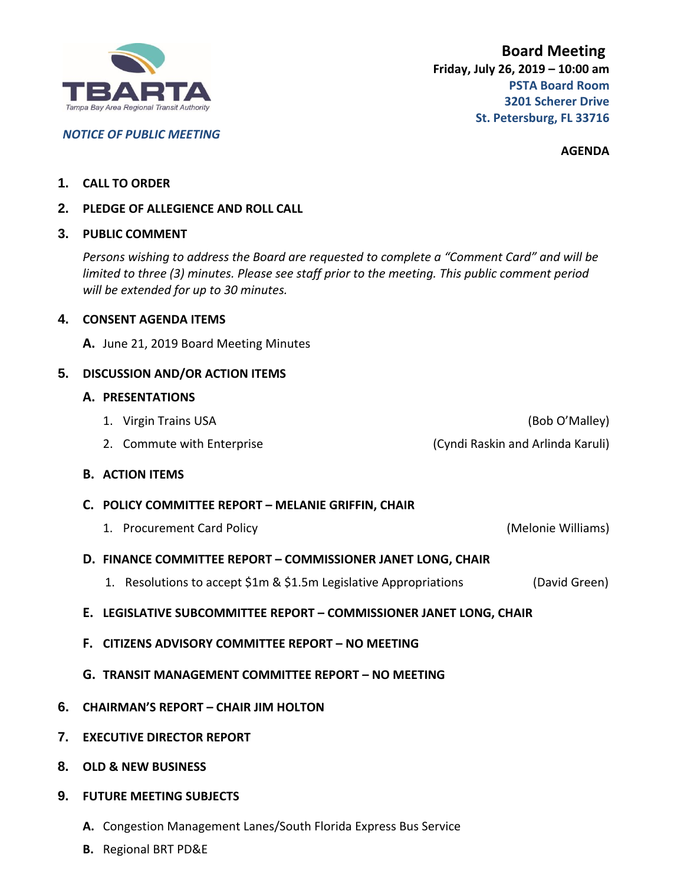TBARTA

Tampa Bay Area Regional Transit Authority

***NOTICE OF PUBLIC MEETING***

# Board Meeting

**Friday, July 26, 2019 – 10:00 am**

**PSTA Board Room**
**3201 Scherer Drive**
**St. Petersburg, FL 33716**

**AGENDA**

1. **CALL TO ORDER**

2. **PLEDGE OF ALLEGIENCE AND ROLL CALL**

3. **PUBLIC COMMENT**

   *Persons wishing to address the Board are requested to complete a "Comment Card" and will be limited to three (3) minutes. Please see staff prior to the meeting. This public comment period will be extended for up to 30 minutes.*

4. **CONSENT AGENDA ITEMS**

   **A.** June 21, 2019 Board Meeting Minutes

5. **DISCUSSION AND/OR ACTION ITEMS**

   **A. PRESENTATIONS**

   1. Virgin Trains USA (Bob O'Malley)
   2. Commute with Enterprise (Cyndi Raskin and Arlinda Karuli)

   **B. ACTION ITEMS**

   **C. POLICY COMMITTEE REPORT – MELANIE GRIFFIN, CHAIR**

   1. Procurement Card Policy (Melonie Williams)

   **D. FINANCE COMMITTEE REPORT – COMMISSIONER JANET LONG, CHAIR**

   1. Resolutions to accept $1m & $1.5m Legislative Appropriations (David Green)

   **E. LEGISLATIVE SUBCOMMITTEE REPORT – COMMISSIONER JANET LONG, CHAIR**

   **F. CITIZENS ADVISORY COMMITTEE REPORT – NO MEETING**

   **G. TRANSIT MANAGEMENT COMMITTEE REPORT – NO MEETING**

6. **CHAIRMAN'S REPORT – CHAIR JIM HOLTON**

7. **EXECUTIVE DIRECTOR REPORT**

8. **OLD & NEW BUSINESS**

9. **FUTURE MEETING SUBJECTS**

   **A.** Congestion Management Lanes/South Florida Express Bus Service

   **B.** Regional BRT PD&E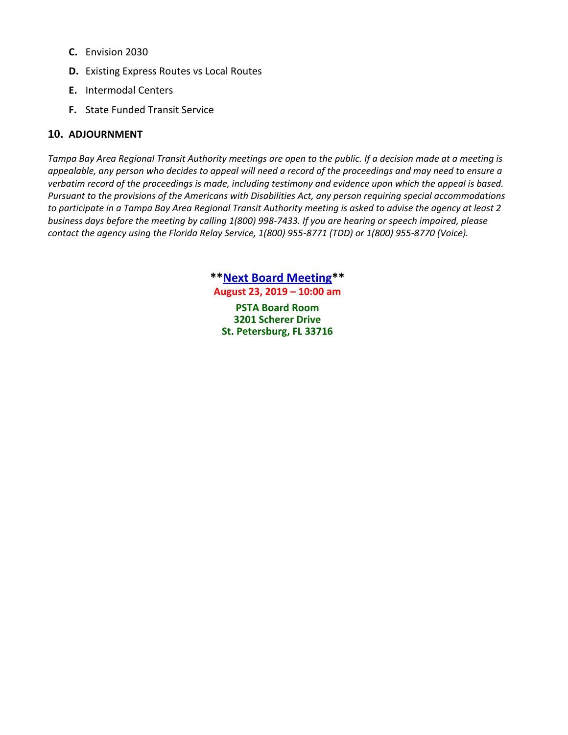C. Envision 2030

D. Existing Express Routes vs Local Routes

E. Intermodal Centers

F. State Funded Transit Service

## 10. ADJOURNMENT

*Tampa Bay Area Regional Transit Authority meetings are open to the public. If a decision made at a meeting is appealable, any person who decides to appeal will need a record of the proceedings and may need to ensure a verbatim record of the proceedings is made, including testimony and evidence upon which the appeal is based. Pursuant to the provisions of the Americans with Disabilities Act, any person requiring special accommodations to participate in a Tampa Bay Area Regional Transit Authority meeting is asked to advise the agency at least 2 business days before the meeting by calling 1(800) 998-7433. If you are hearing or speech impaired, please contact the agency using the Florida Relay Service, 1(800) 955-8771 (TDD) or 1(800) 955-8770 (Voice).*

**\*\*Next Board Meeting\*\***

**August 23, 2019 – 10:00 am**

**PSTA Board Room**
**3201 Scherer Drive**
**St. Petersburg, FL 33716**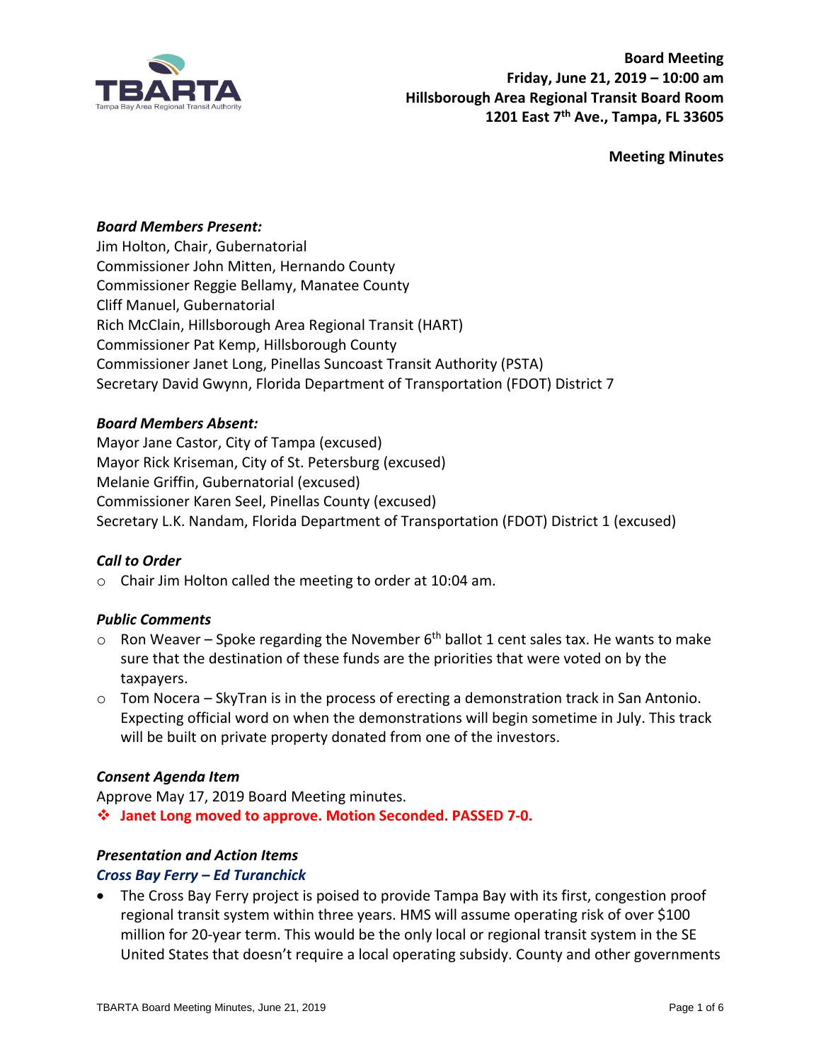**Board Meeting**
**Friday, June 21, 2019 – 10:00 am**
**Hillsborough Area Regional Transit Board Room**
**1201 East 7th Ave., Tampa, FL 33605**

**Meeting Minutes**

***Board Members Present:***
Jim Holton, Chair, Gubernatorial
Commissioner John Mitten, Hernando County
Commissioner Reggie Bellamy, Manatee County
Cliff Manuel, Gubernatorial
Rich McClain, Hillsborough Area Regional Transit (HART)
Commissioner Pat Kemp, Hillsborough County
Commissioner Janet Long, Pinellas Suncoast Transit Authority (PSTA)
Secretary David Gwynn, Florida Department of Transportation (FDOT) District 7

***Board Members Absent:***
Mayor Jane Castor, City of Tampa (excused)
Mayor Rick Kriseman, City of St. Petersburg (excused)
Melanie Griffin, Gubernatorial (excused)
Commissioner Karen Seel, Pinellas County (excused)
Secretary L.K. Nandam, Florida Department of Transportation (FDOT) District 1 (excused)

***Call to Order***

- Chair Jim Holton called the meeting to order at 10:04 am.

***Public Comments***

- Ron Weaver – Spoke regarding the November 6th ballot 1 cent sales tax. He wants to make sure that the destination of these funds are the priorities that were voted on by the taxpayers.
- Tom Nocera – SkyTran is in the process of erecting a demonstration track in San Antonio. Expecting official word on when the demonstrations will begin sometime in July. This track will be built on private property donated from one of the investors.

***Consent Agenda Item***
Approve May 17, 2019 Board Meeting minutes.

- **Janet Long moved to approve. Motion Seconded. PASSED 7-0.**

***Presentation and Action Items***

***Cross Bay Ferry – Ed Turanchick***

- The Cross Bay Ferry project is poised to provide Tampa Bay with its first, congestion proof regional transit system within three years. HMS will assume operating risk of over $100 million for 20-year term. This would be the only local or regional transit system in the SE United States that doesn't require a local operating subsidy. County and other governments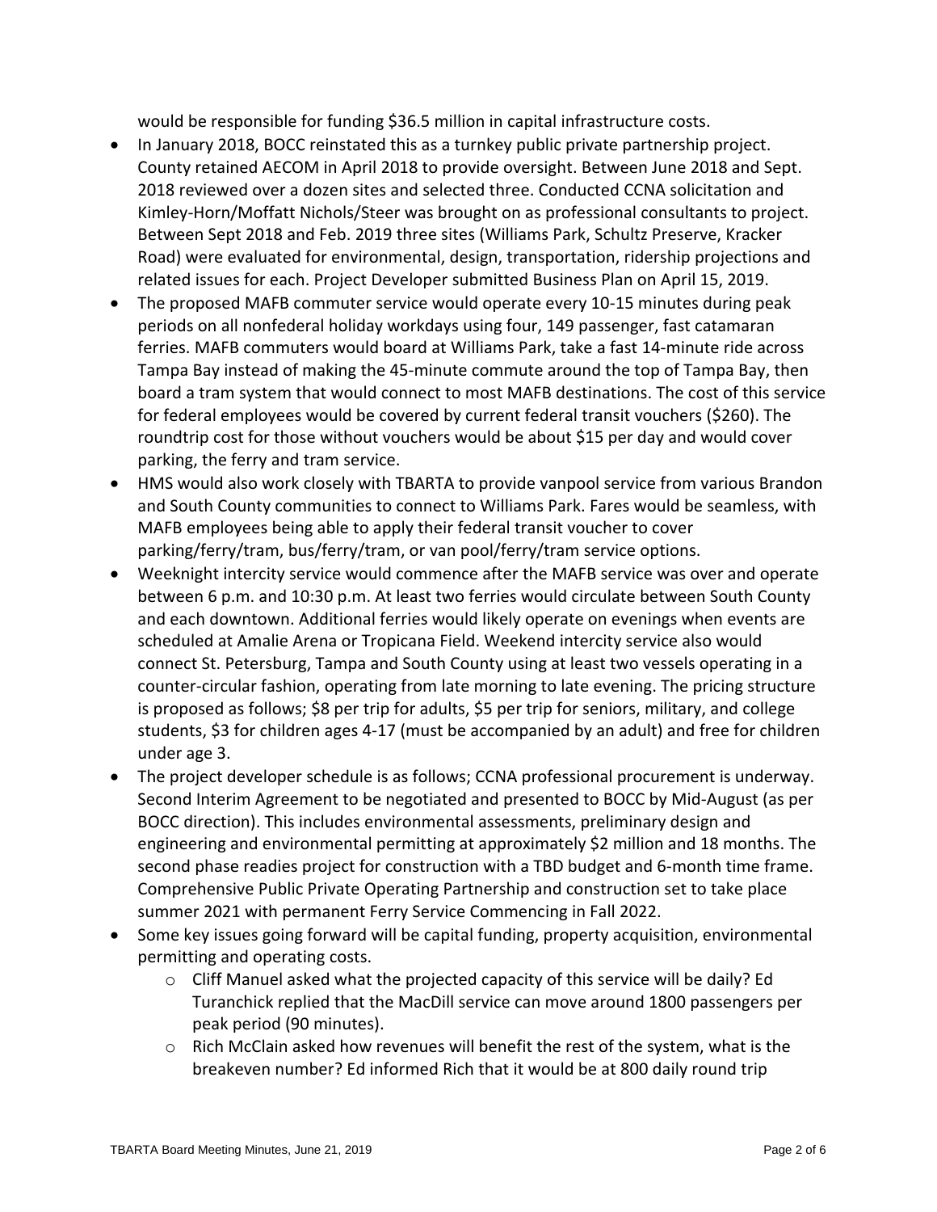would be responsible for funding $36.5 million in capital infrastructure costs.

- In January 2018, BOCC reinstated this as a turnkey public private partnership project. County retained AECOM in April 2018 to provide oversight. Between June 2018 and Sept. 2018 reviewed over a dozen sites and selected three. Conducted CCNA solicitation and Kimley-Horn/Moffatt Nichols/Steer was brought on as professional consultants to project. Between Sept 2018 and Feb. 2019 three sites (Williams Park, Schultz Preserve, Kracker Road) were evaluated for environmental, design, transportation, ridership projections and related issues for each. Project Developer submitted Business Plan on April 15, 2019.
- The proposed MAFB commuter service would operate every 10-15 minutes during peak periods on all nonfederal holiday workdays using four, 149 passenger, fast catamaran ferries. MAFB commuters would board at Williams Park, take a fast 14-minute ride across Tampa Bay instead of making the 45-minute commute around the top of Tampa Bay, then board a tram system that would connect to most MAFB destinations. The cost of this service for federal employees would be covered by current federal transit vouchers ($260). The roundtrip cost for those without vouchers would be about $15 per day and would cover parking, the ferry and tram service.
- HMS would also work closely with TBARTA to provide vanpool service from various Brandon and South County communities to connect to Williams Park. Fares would be seamless, with MAFB employees being able to apply their federal transit voucher to cover parking/ferry/tram, bus/ferry/tram, or van pool/ferry/tram service options.
- Weeknight intercity service would commence after the MAFB service was over and operate between 6 p.m. and 10:30 p.m. At least two ferries would circulate between South County and each downtown. Additional ferries would likely operate on evenings when events are scheduled at Amalie Arena or Tropicana Field. Weekend intercity service also would connect St. Petersburg, Tampa and South County using at least two vessels operating in a counter-circular fashion, operating from late morning to late evening. The pricing structure is proposed as follows; $8 per trip for adults, $5 per trip for seniors, military, and college students, $3 for children ages 4-17 (must be accompanied by an adult) and free for children under age 3.
- The project developer schedule is as follows; CCNA professional procurement is underway. Second Interim Agreement to be negotiated and presented to BOCC by Mid-August (as per BOCC direction). This includes environmental assessments, preliminary design and engineering and environmental permitting at approximately $2 million and 18 months. The second phase readies project for construction with a TBD budget and 6-month time frame. Comprehensive Public Private Operating Partnership and construction set to take place summer 2021 with permanent Ferry Service Commencing in Fall 2022.
- Some key issues going forward will be capital funding, property acquisition, environmental permitting and operating costs.
    - Cliff Manuel asked what the projected capacity of this service will be daily? Ed Turanchick replied that the MacDill service can move around 1800 passengers per peak period (90 minutes).
    - Rich McClain asked how revenues will benefit the rest of the system, what is the breakeven number? Ed informed Rich that it would be at 800 daily round trip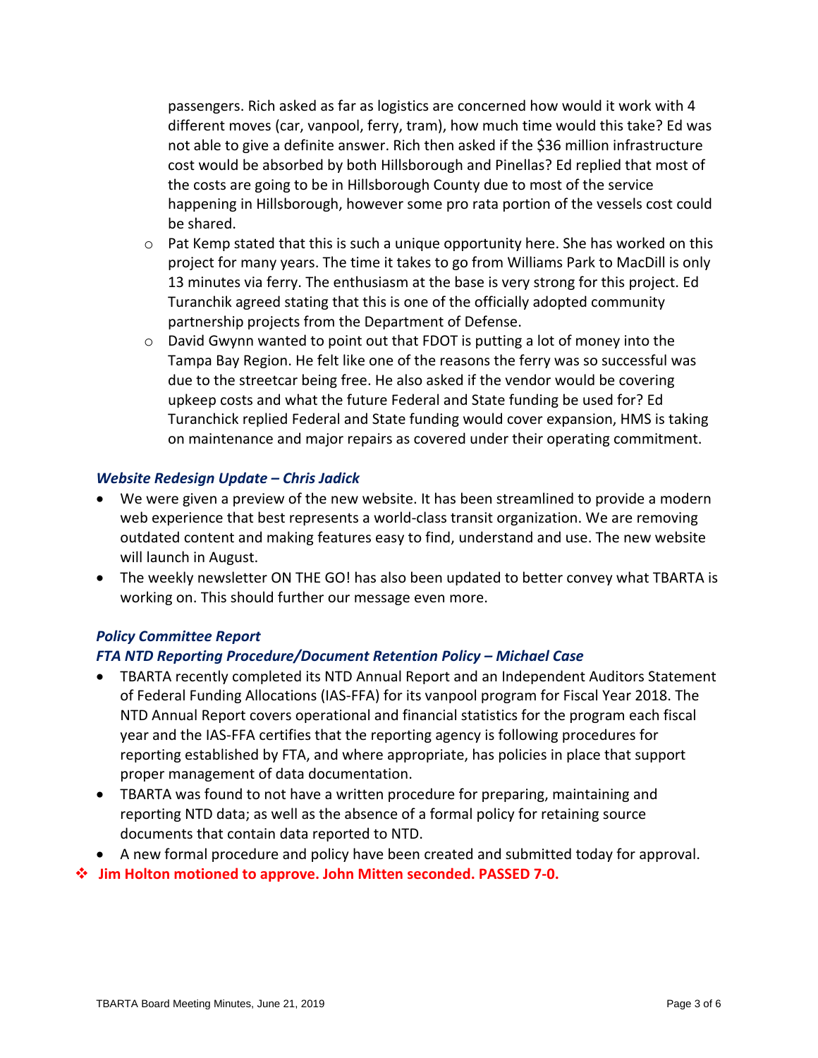passengers. Rich asked as far as logistics are concerned how would it work with 4 different moves (car, vanpool, ferry, tram), how much time would this take? Ed was not able to give a definite answer. Rich then asked if the $36 million infrastructure cost would be absorbed by both Hillsborough and Pinellas? Ed replied that most of the costs are going to be in Hillsborough County due to most of the service happening in Hillsborough, however some pro rata portion of the vessels cost could be shared.

  - Pat Kemp stated that this is such a unique opportunity here. She has worked on this project for many years. The time it takes to go from Williams Park to MacDill is only 13 minutes via ferry. The enthusiasm at the base is very strong for this project. Ed Turanchik agreed stating that this is one of the officially adopted community partnership projects from the Department of Defense.
  - David Gwynn wanted to point out that FDOT is putting a lot of money into the Tampa Bay Region. He felt like one of the reasons the ferry was so successful was due to the streetcar being free. He also asked if the vendor would be covering upkeep costs and what the future Federal and State funding be used for? Ed Turanchick replied Federal and State funding would cover expansion, HMS is taking on maintenance and major repairs as covered under their operating commitment.

***Website Redesign Update – Chris Jadick***

- We were given a preview of the new website. It has been streamlined to provide a modern web experience that best represents a world-class transit organization. We are removing outdated content and making features easy to find, understand and use. The new website will launch in August.
- The weekly newsletter ON THE GO! has also been updated to better convey what TBARTA is working on. This should further our message even more.

***Policy Committee Report***

***FTA NTD Reporting Procedure/Document Retention Policy – Michael Case***

- TBARTA recently completed its NTD Annual Report and an Independent Auditors Statement of Federal Funding Allocations (IAS-FFA) for its vanpool program for Fiscal Year 2018. The NTD Annual Report covers operational and financial statistics for the program each fiscal year and the IAS-FFA certifies that the reporting agency is following procedures for reporting established by FTA, and where appropriate, has policies in place that support proper management of data documentation.
- TBARTA was found to not have a written procedure for preparing, maintaining and reporting NTD data; as well as the absence of a formal policy for retaining source documents that contain data reported to NTD.
- A new formal procedure and policy have been created and submitted today for approval.

❖ **Jim Holton motioned to approve. John Mitten seconded. PASSED 7-0.**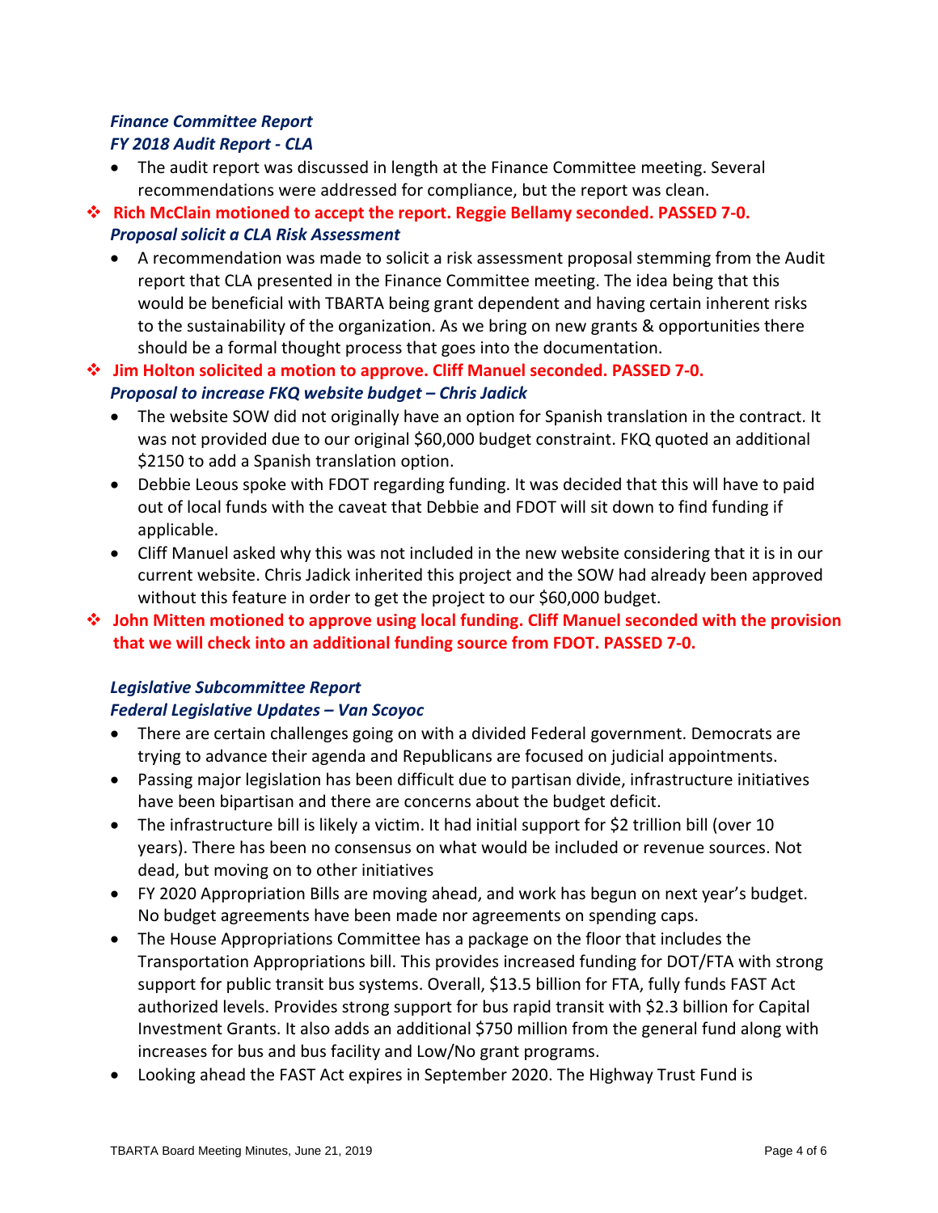***Finance Committee Report***
***FY 2018 Audit Report - CLA***

- The audit report was discussed in length at the Finance Committee meeting. Several recommendations were addressed for compliance, but the report was clean.

❖ **Rich McClain motioned to accept the report. Reggie Bellamy seconded. PASSED 7-0.**

***Proposal solicit a CLA Risk Assessment***

- A recommendation was made to solicit a risk assessment proposal stemming from the Audit report that CLA presented in the Finance Committee meeting. The idea being that this would be beneficial with TBARTA being grant dependent and having certain inherent risks to the sustainability of the organization. As we bring on new grants & opportunities there should be a formal thought process that goes into the documentation.

❖ **Jim Holton solicited a motion to approve. Cliff Manuel seconded. PASSED 7-0.**

***Proposal to increase FKQ website budget – Chris Jadick***

- The website SOW did not originally have an option for Spanish translation in the contract. It was not provided due to our original $60,000 budget constraint. FKQ quoted an additional $2150 to add a Spanish translation option.
- Debbie Leous spoke with FDOT regarding funding. It was decided that this will have to paid out of local funds with the caveat that Debbie and FDOT will sit down to find funding if applicable.
- Cliff Manuel asked why this was not included in the new website considering that it is in our current website. Chris Jadick inherited this project and the SOW had already been approved without this feature in order to get the project to our $60,000 budget.

❖ **John Mitten motioned to approve using local funding. Cliff Manuel seconded with the provision that we will check into an additional funding source from FDOT. PASSED 7-0.**

***Legislative Subcommittee Report***
***Federal Legislative Updates – Van Scoyoc***

- There are certain challenges going on with a divided Federal government. Democrats are trying to advance their agenda and Republicans are focused on judicial appointments.
- Passing major legislation has been difficult due to partisan divide, infrastructure initiatives have been bipartisan and there are concerns about the budget deficit.
- The infrastructure bill is likely a victim. It had initial support for $2 trillion bill (over 10 years). There has been no consensus on what would be included or revenue sources. Not dead, but moving on to other initiatives
- FY 2020 Appropriation Bills are moving ahead, and work has begun on next year's budget. No budget agreements have been made nor agreements on spending caps.
- The House Appropriations Committee has a package on the floor that includes the Transportation Appropriations bill. This provides increased funding for DOT/FTA with strong support for public transit bus systems. Overall, $13.5 billion for FTA, fully funds FAST Act authorized levels. Provides strong support for bus rapid transit with $2.3 billion for Capital Investment Grants. It also adds an additional $750 million from the general fund along with increases for bus and bus facility and Low/No grant programs.
- Looking ahead the FAST Act expires in September 2020. The Highway Trust Fund is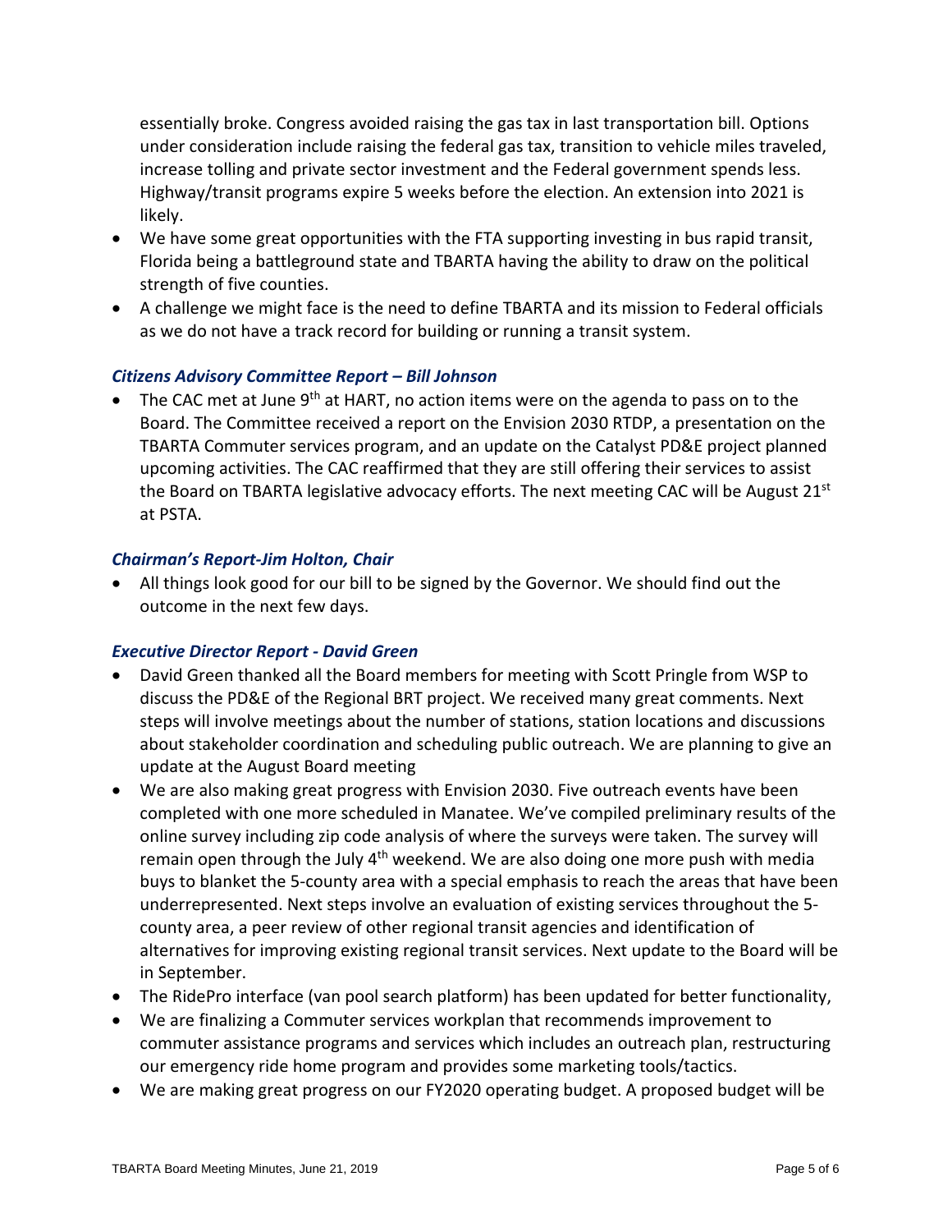essentially broke. Congress avoided raising the gas tax in last transportation bill. Options under consideration include raising the federal gas tax, transition to vehicle miles traveled, increase tolling and private sector investment and the Federal government spends less. Highway/transit programs expire 5 weeks before the election. An extension into 2021 is likely.

- We have some great opportunities with the FTA supporting investing in bus rapid transit, Florida being a battleground state and TBARTA having the ability to draw on the political strength of five counties.
- A challenge we might face is the need to define TBARTA and its mission to Federal officials as we do not have a track record for building or running a transit system.

### *Citizens Advisory Committee Report – Bill Johnson*

- The CAC met at June 9th at HART, no action items were on the agenda to pass on to the Board. The Committee received a report on the Envision 2030 RTDP, a presentation on the TBARTA Commuter services program, and an update on the Catalyst PD&E project planned upcoming activities. The CAC reaffirmed that they are still offering their services to assist the Board on TBARTA legislative advocacy efforts. The next meeting CAC will be August 21st at PSTA.

### *Chairman's Report-Jim Holton, Chair*

- All things look good for our bill to be signed by the Governor. We should find out the outcome in the next few days.

### *Executive Director Report - David Green*

- David Green thanked all the Board members for meeting with Scott Pringle from WSP to discuss the PD&E of the Regional BRT project. We received many great comments. Next steps will involve meetings about the number of stations, station locations and discussions about stakeholder coordination and scheduling public outreach. We are planning to give an update at the August Board meeting
- We are also making great progress with Envision 2030. Five outreach events have been completed with one more scheduled in Manatee. We've compiled preliminary results of the online survey including zip code analysis of where the surveys were taken. The survey will remain open through the July 4th weekend. We are also doing one more push with media buys to blanket the 5-county area with a special emphasis to reach the areas that have been underrepresented. Next steps involve an evaluation of existing services throughout the 5-county area, a peer review of other regional transit agencies and identification of alternatives for improving existing regional transit services. Next update to the Board will be in September.
- The RidePro interface (van pool search platform) has been updated for better functionality,
- We are finalizing a Commuter services workplan that recommends improvement to commuter assistance programs and services which includes an outreach plan, restructuring our emergency ride home program and provides some marketing tools/tactics.
- We are making great progress on our FY2020 operating budget. A proposed budget will be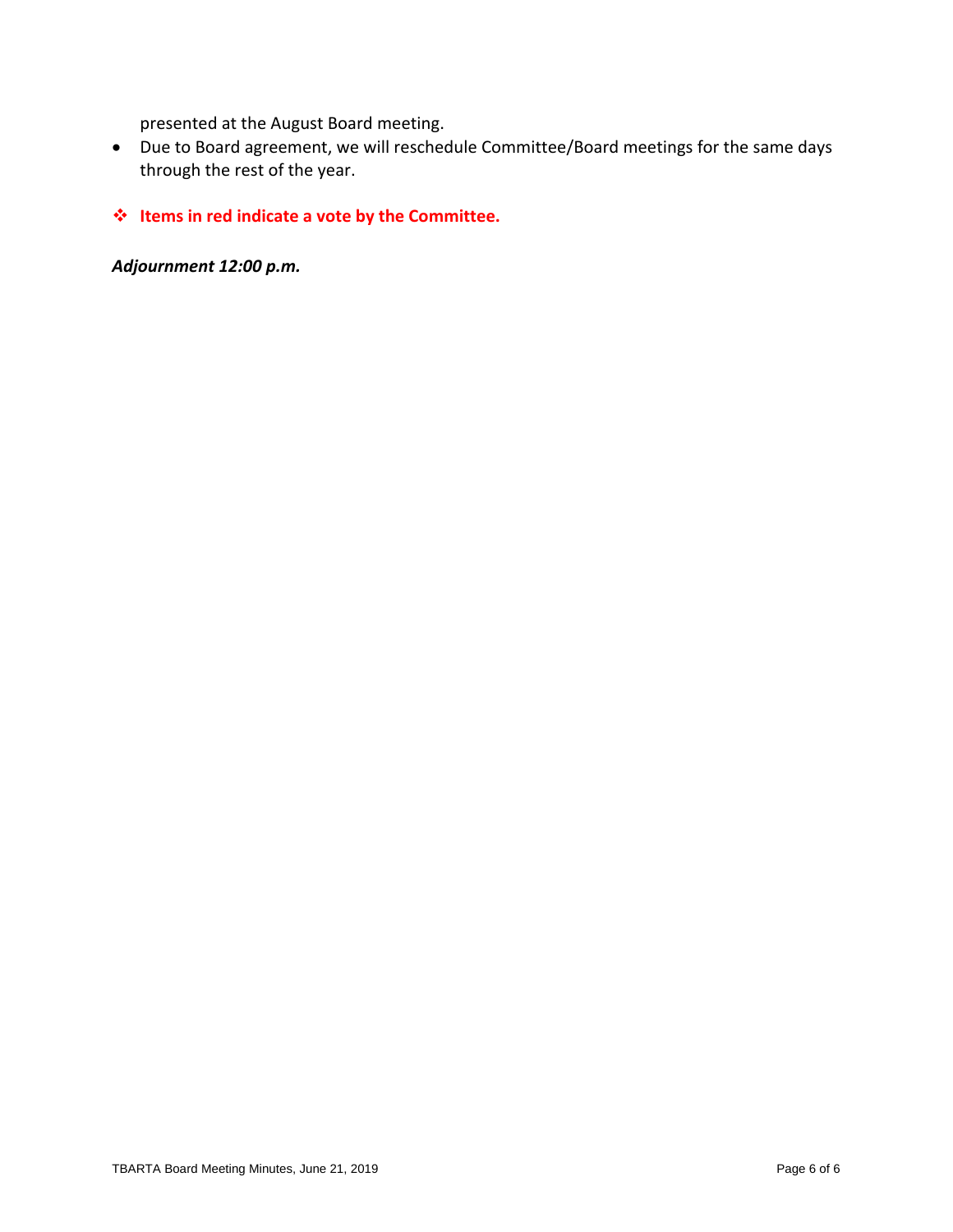presented at the August Board meeting.

- Due to Board agreement, we will reschedule Committee/Board meetings for the same days through the rest of the year.

❖ **Items in red indicate a vote by the Committee.**

***Adjournment 12:00 p.m.***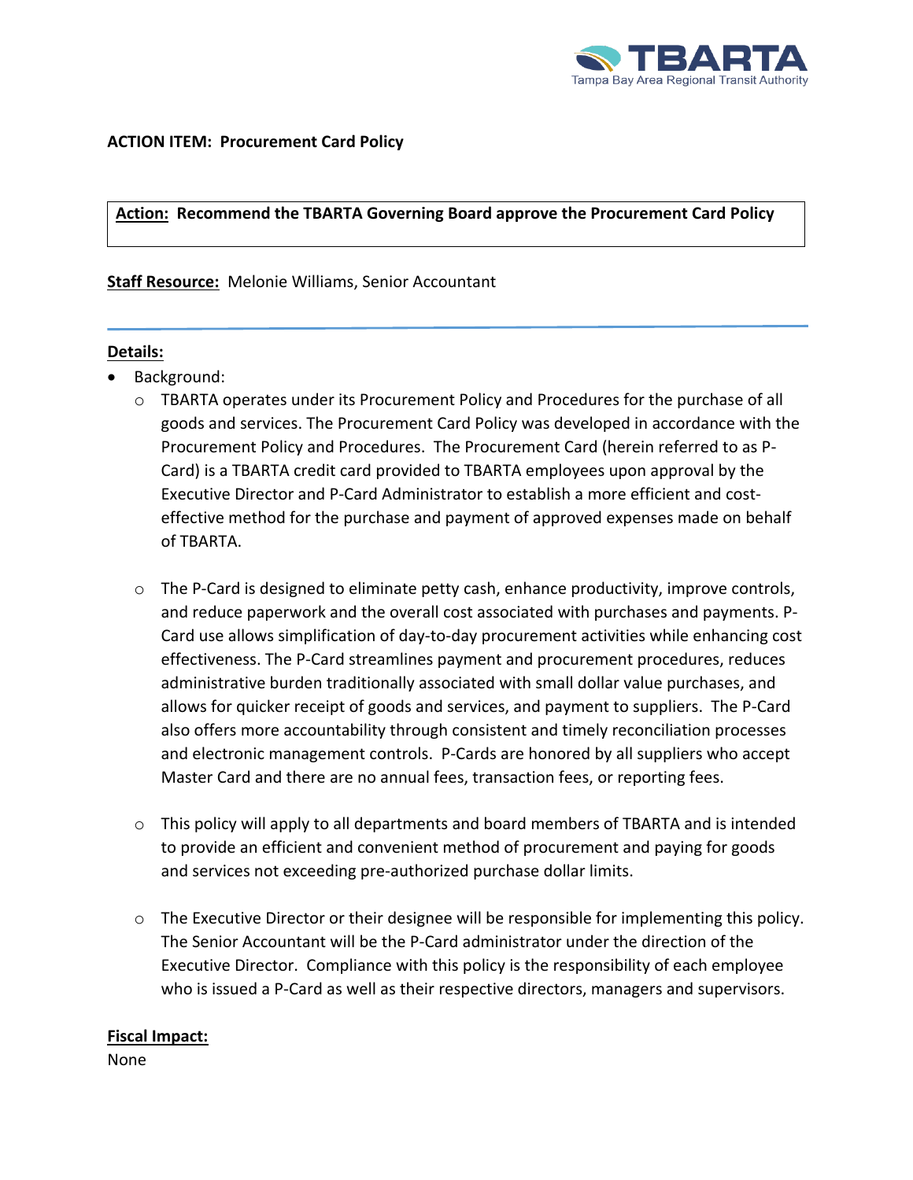**ACTION ITEM: Procurement Card Policy**

**Action: Recommend the TBARTA Governing Board approve the Procurement Card Policy**

**Staff Resource:** Melonie Williams, Senior Accountant

---

**Details:**

- Background:
  - TBARTA operates under its Procurement Policy and Procedures for the purchase of all goods and services. The Procurement Card Policy was developed in accordance with the Procurement Policy and Procedures. The Procurement Card (herein referred to as P-Card) is a TBARTA credit card provided to TBARTA employees upon approval by the Executive Director and P-Card Administrator to establish a more efficient and cost-effective method for the purchase and payment of approved expenses made on behalf of TBARTA.
  - The P-Card is designed to eliminate petty cash, enhance productivity, improve controls, and reduce paperwork and the overall cost associated with purchases and payments. P-Card use allows simplification of day-to-day procurement activities while enhancing cost effectiveness. The P-Card streamlines payment and procurement procedures, reduces administrative burden traditionally associated with small dollar value purchases, and allows for quicker receipt of goods and services, and payment to suppliers. The P-Card also offers more accountability through consistent and timely reconciliation processes and electronic management controls. P-Cards are honored by all suppliers who accept Master Card and there are no annual fees, transaction fees, or reporting fees.
  - This policy will apply to all departments and board members of TBARTA and is intended to provide an efficient and convenient method of procurement and paying for goods and services not exceeding pre-authorized purchase dollar limits.
  - The Executive Director or their designee will be responsible for implementing this policy. The Senior Accountant will be the P-Card administrator under the direction of the Executive Director. Compliance with this policy is the responsibility of each employee who is issued a P-Card as well as their respective directors, managers and supervisors.

**Fiscal Impact:**

None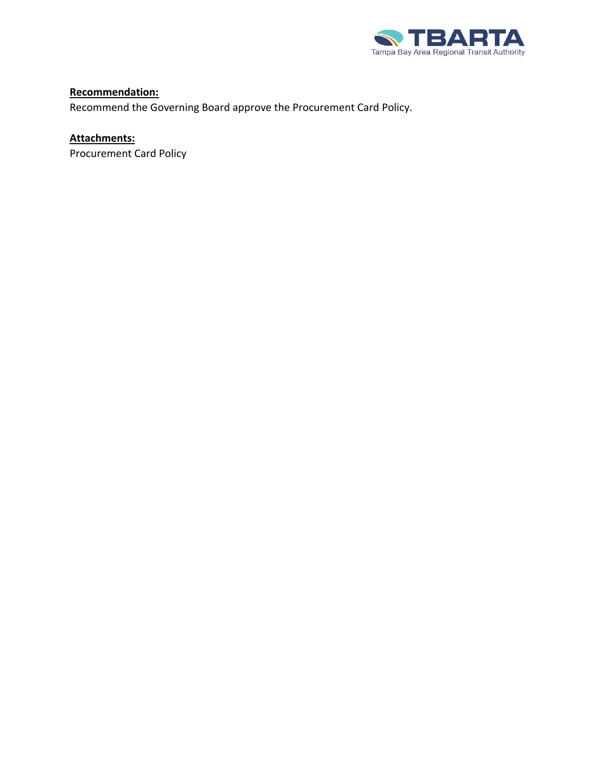**Recommendation:**

Recommend the Governing Board approve the Procurement Card Policy.

**Attachments:**

Procurement Card Policy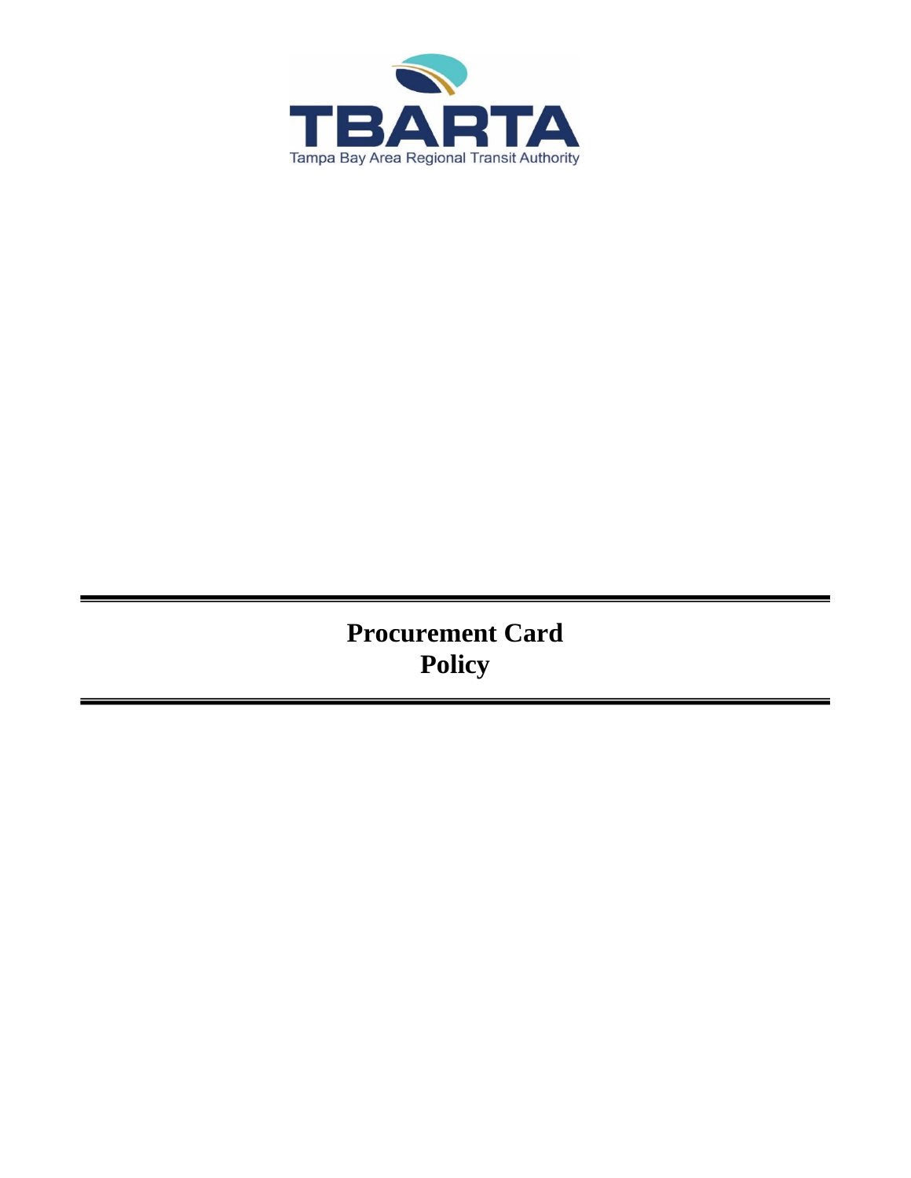TBARTA

Tampa Bay Area Regional Transit Authority

# Procurement Card Policy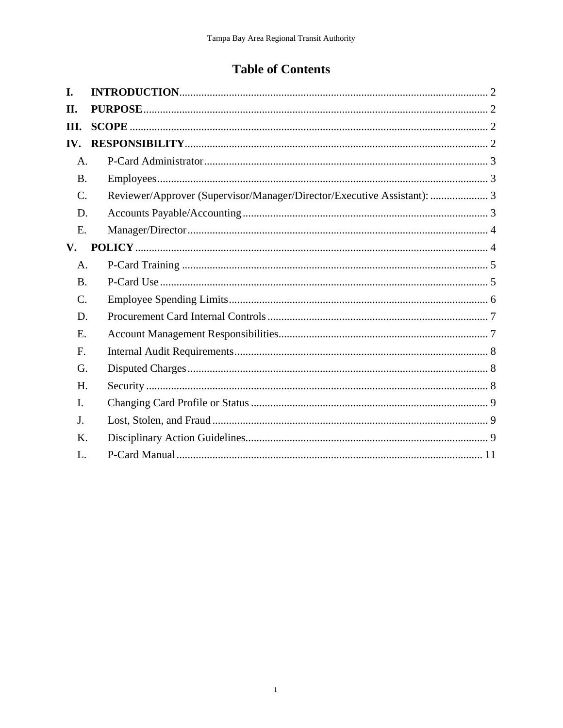# Table of Contents

**I. INTRODUCTION** .......... 2

**II. PURPOSE** .......... 2

**III. SCOPE** .......... 2

**IV. RESPONSIBILITY** .......... 2

- A. P-Card Administrator .......... 3
- B. Employees .......... 3
- C. Reviewer/Approver (Supervisor/Manager/Director/Executive Assistant): .......... 3
- D. Accounts Payable/Accounting .......... 3
- E. Manager/Director .......... 4

**V. POLICY** .......... 4

- A. P-Card Training .......... 5
- B. P-Card Use .......... 5
- C. Employee Spending Limits .......... 6
- D. Procurement Card Internal Controls .......... 7
- E. Account Management Responsibilities .......... 7
- F. Internal Audit Requirements .......... 8
- G. Disputed Charges .......... 8
- H. Security .......... 8
- I. Changing Card Profile or Status .......... 9
- J. Lost, Stolen, and Fraud .......... 9
- K. Disciplinary Action Guidelines .......... 9
- L. P-Card Manual .......... 11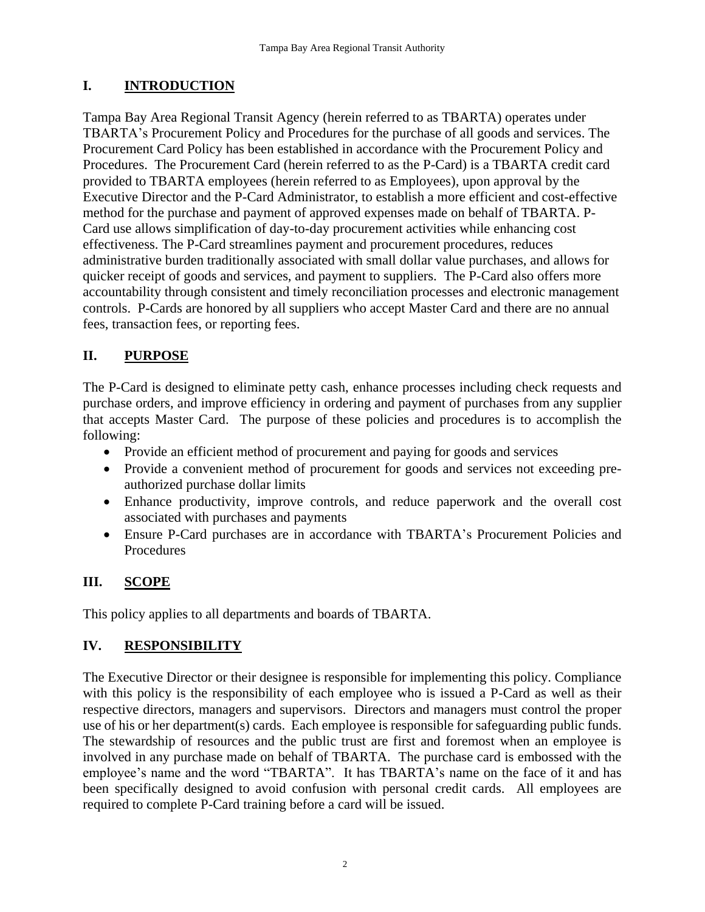## I. INTRODUCTION

Tampa Bay Area Regional Transit Agency (herein referred to as TBARTA) operates under TBARTA's Procurement Policy and Procedures for the purchase of all goods and services. The Procurement Card Policy has been established in accordance with the Procurement Policy and Procedures. The Procurement Card (herein referred to as the P-Card) is a TBARTA credit card provided to TBARTA employees (herein referred to as Employees), upon approval by the Executive Director and the P-Card Administrator, to establish a more efficient and cost-effective method for the purchase and payment of approved expenses made on behalf of TBARTA. P-Card use allows simplification of day-to-day procurement activities while enhancing cost effectiveness. The P-Card streamlines payment and procurement procedures, reduces administrative burden traditionally associated with small dollar value purchases, and allows for quicker receipt of goods and services, and payment to suppliers. The P-Card also offers more accountability through consistent and timely reconciliation processes and electronic management controls. P-Cards are honored by all suppliers who accept Master Card and there are no annual fees, transaction fees, or reporting fees.

## II. PURPOSE

The P-Card is designed to eliminate petty cash, enhance processes including check requests and purchase orders, and improve efficiency in ordering and payment of purchases from any supplier that accepts Master Card. The purpose of these policies and procedures is to accomplish the following:

- Provide an efficient method of procurement and paying for goods and services
- Provide a convenient method of procurement for goods and services not exceeding pre-authorized purchase dollar limits
- Enhance productivity, improve controls, and reduce paperwork and the overall cost associated with purchases and payments
- Ensure P-Card purchases are in accordance with TBARTA's Procurement Policies and Procedures

## III. SCOPE

This policy applies to all departments and boards of TBARTA.

## IV. RESPONSIBILITY

The Executive Director or their designee is responsible for implementing this policy. Compliance with this policy is the responsibility of each employee who is issued a P-Card as well as their respective directors, managers and supervisors. Directors and managers must control the proper use of his or her department(s) cards. Each employee is responsible for safeguarding public funds. The stewardship of resources and the public trust are first and foremost when an employee is involved in any purchase made on behalf of TBARTA. The purchase card is embossed with the employee's name and the word "TBARTA". It has TBARTA's name on the face of it and has been specifically designed to avoid confusion with personal credit cards. All employees are required to complete P-Card training before a card will be issued.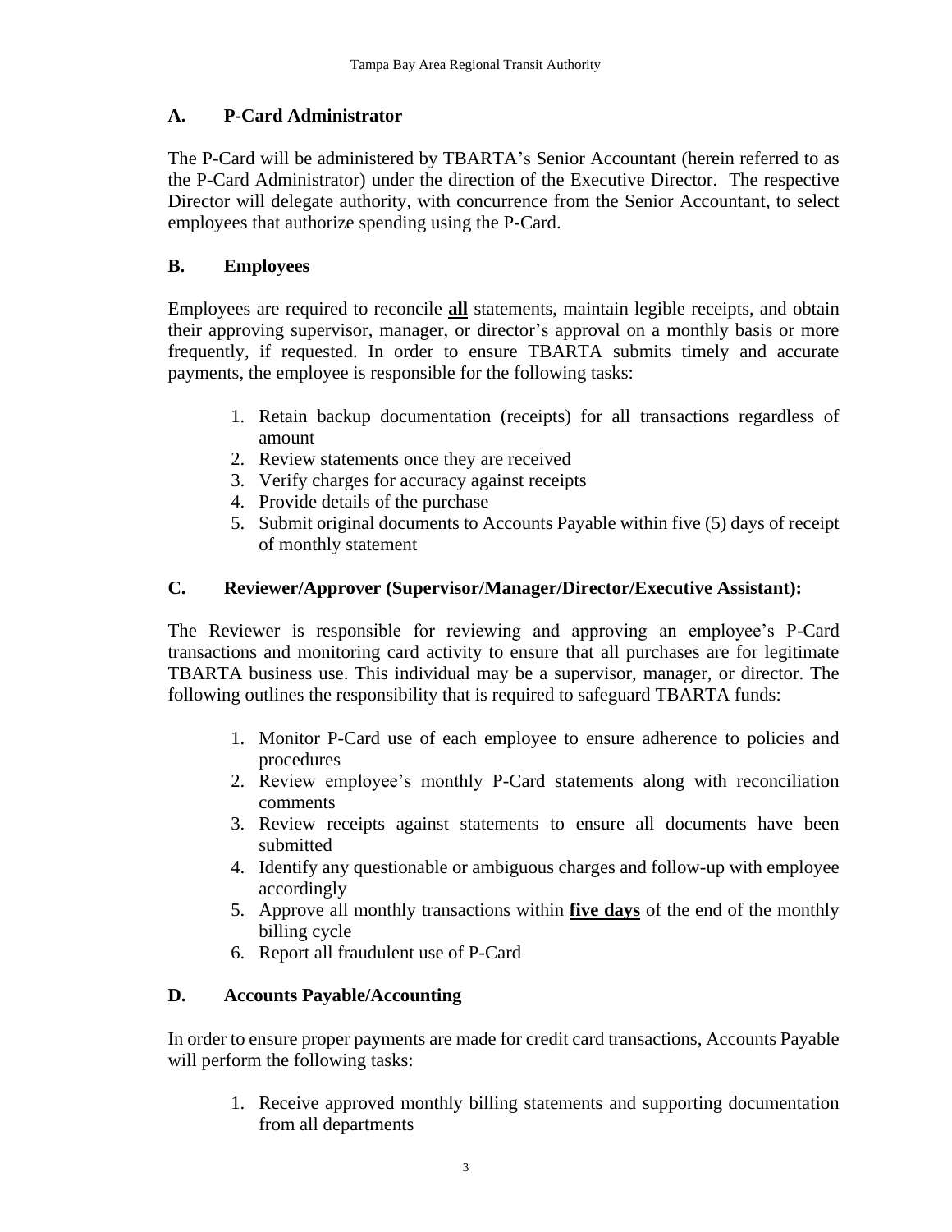### A. P-Card Administrator

The P-Card will be administered by TBARTA's Senior Accountant (herein referred to as the P-Card Administrator) under the direction of the Executive Director. The respective Director will delegate authority, with concurrence from the Senior Accountant, to select employees that authorize spending using the P-Card.

### B. Employees

Employees are required to reconcile **all** statements, maintain legible receipts, and obtain their approving supervisor, manager, or director's approval on a monthly basis or more frequently, if requested. In order to ensure TBARTA submits timely and accurate payments, the employee is responsible for the following tasks:

1. Retain backup documentation (receipts) for all transactions regardless of amount
2. Review statements once they are received
3. Verify charges for accuracy against receipts
4. Provide details of the purchase
5. Submit original documents to Accounts Payable within five (5) days of receipt of monthly statement

### C. Reviewer/Approver (Supervisor/Manager/Director/Executive Assistant):

The Reviewer is responsible for reviewing and approving an employee's P-Card transactions and monitoring card activity to ensure that all purchases are for legitimate TBARTA business use. This individual may be a supervisor, manager, or director. The following outlines the responsibility that is required to safeguard TBARTA funds:

1. Monitor P-Card use of each employee to ensure adherence to policies and procedures
2. Review employee's monthly P-Card statements along with reconciliation comments
3. Review receipts against statements to ensure all documents have been submitted
4. Identify any questionable or ambiguous charges and follow-up with employee accordingly
5. Approve all monthly transactions within **five days** of the end of the monthly billing cycle
6. Report all fraudulent use of P-Card

### D. Accounts Payable/Accounting

In order to ensure proper payments are made for credit card transactions, Accounts Payable will perform the following tasks:

1. Receive approved monthly billing statements and supporting documentation from all departments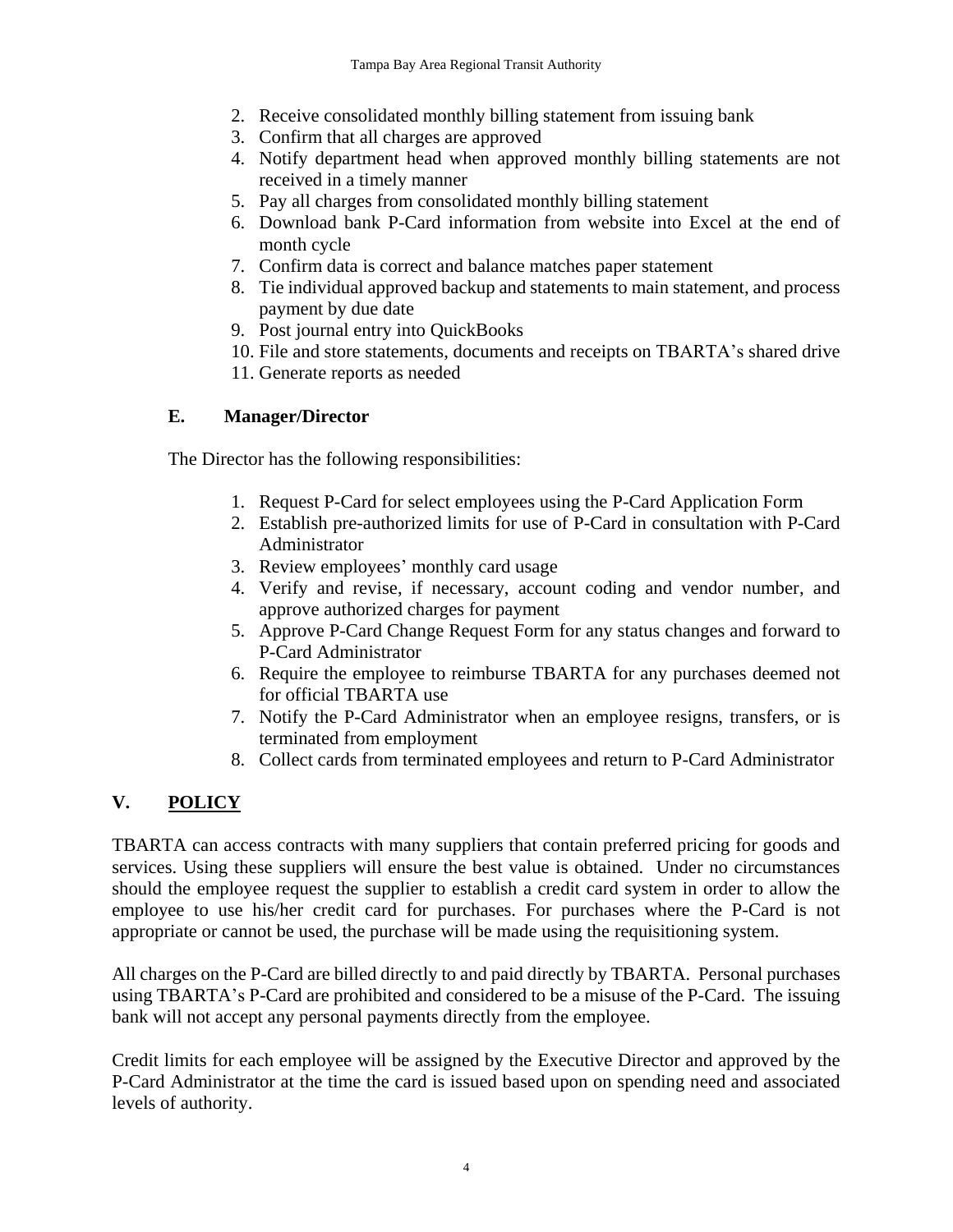2. Receive consolidated monthly billing statement from issuing bank
3. Confirm that all charges are approved
4. Notify department head when approved monthly billing statements are not received in a timely manner
5. Pay all charges from consolidated monthly billing statement
6. Download bank P-Card information from website into Excel at the end of month cycle
7. Confirm data is correct and balance matches paper statement
8. Tie individual approved backup and statements to main statement, and process payment by due date
9. Post journal entry into QuickBooks
10. File and store statements, documents and receipts on TBARTA's shared drive
11. Generate reports as needed

### E. Manager/Director

The Director has the following responsibilities:

1. Request P-Card for select employees using the P-Card Application Form
2. Establish pre-authorized limits for use of P-Card in consultation with P-Card Administrator
3. Review employees' monthly card usage
4. Verify and revise, if necessary, account coding and vendor number, and approve authorized charges for payment
5. Approve P-Card Change Request Form for any status changes and forward to P-Card Administrator
6. Require the employee to reimburse TBARTA for any purchases deemed not for official TBARTA use
7. Notify the P-Card Administrator when an employee resigns, transfers, or is terminated from employment
8. Collect cards from terminated employees and return to P-Card Administrator

## V. POLICY

TBARTA can access contracts with many suppliers that contain preferred pricing for goods and services. Using these suppliers will ensure the best value is obtained. Under no circumstances should the employee request the supplier to establish a credit card system in order to allow the employee to use his/her credit card for purchases. For purchases where the P-Card is not appropriate or cannot be used, the purchase will be made using the requisitioning system.

All charges on the P-Card are billed directly to and paid directly by TBARTA. Personal purchases using TBARTA's P-Card are prohibited and considered to be a misuse of the P-Card. The issuing bank will not accept any personal payments directly from the employee.

Credit limits for each employee will be assigned by the Executive Director and approved by the P-Card Administrator at the time the card is issued based upon on spending need and associated levels of authority.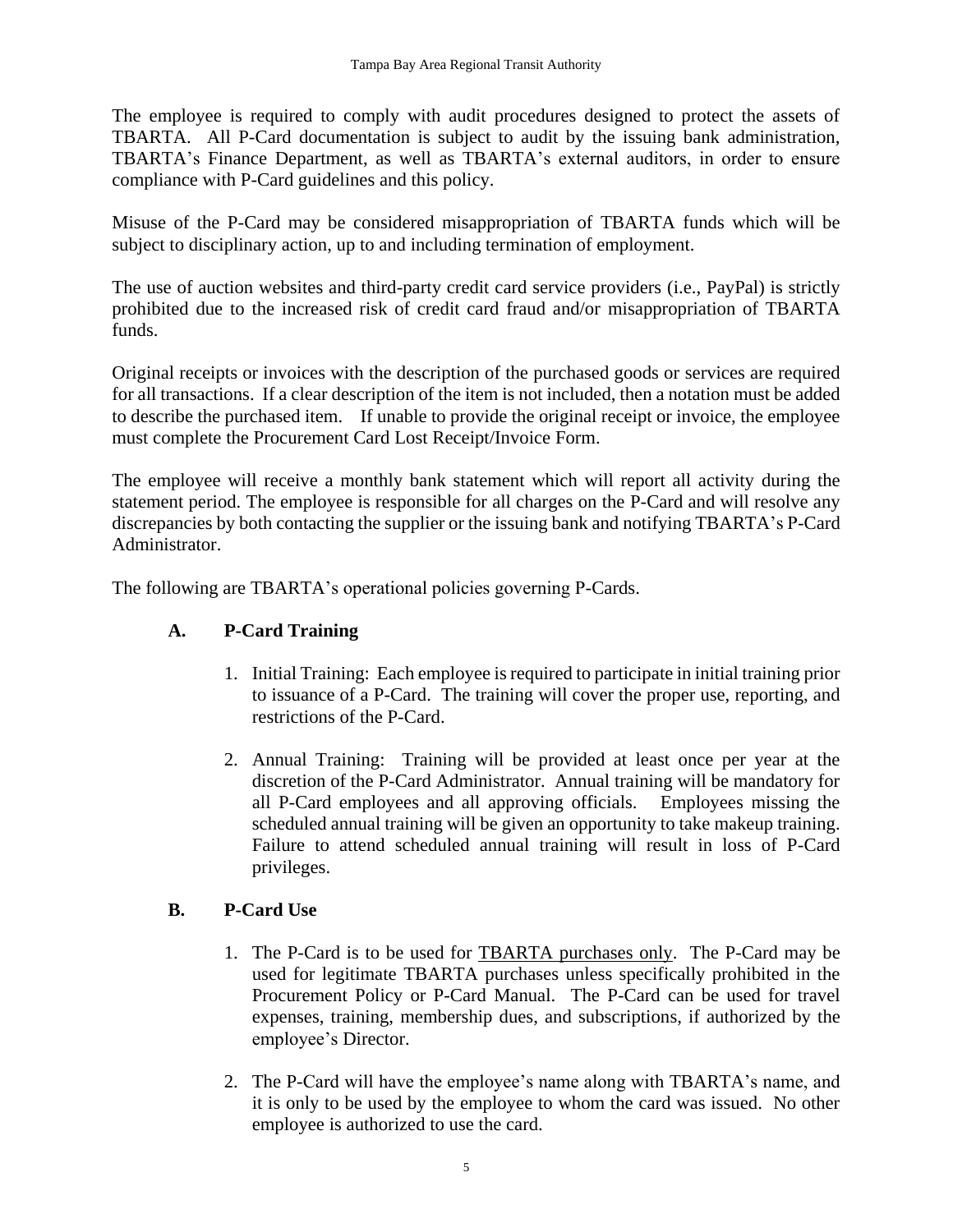The employee is required to comply with audit procedures designed to protect the assets of TBARTA. All P-Card documentation is subject to audit by the issuing bank administration, TBARTA's Finance Department, as well as TBARTA's external auditors, in order to ensure compliance with P-Card guidelines and this policy.

Misuse of the P-Card may be considered misappropriation of TBARTA funds which will be subject to disciplinary action, up to and including termination of employment.

The use of auction websites and third-party credit card service providers (i.e., PayPal) is strictly prohibited due to the increased risk of credit card fraud and/or misappropriation of TBARTA funds.

Original receipts or invoices with the description of the purchased goods or services are required for all transactions. If a clear description of the item is not included, then a notation must be added to describe the purchased item. If unable to provide the original receipt or invoice, the employee must complete the Procurement Card Lost Receipt/Invoice Form.

The employee will receive a monthly bank statement which will report all activity during the statement period. The employee is responsible for all charges on the P-Card and will resolve any discrepancies by both contacting the supplier or the issuing bank and notifying TBARTA's P-Card Administrator.

The following are TBARTA's operational policies governing P-Cards.

### A. P-Card Training

1. Initial Training: Each employee is required to participate in initial training prior to issuance of a P-Card. The training will cover the proper use, reporting, and restrictions of the P-Card.

2. Annual Training: Training will be provided at least once per year at the discretion of the P-Card Administrator. Annual training will be mandatory for all P-Card employees and all approving officials. Employees missing the scheduled annual training will be given an opportunity to take makeup training. Failure to attend scheduled annual training will result in loss of P-Card privileges.

### B. P-Card Use

1. The P-Card is to be used for <u>TBARTA purchases only</u>. The P-Card may be used for legitimate TBARTA purchases unless specifically prohibited in the Procurement Policy or P-Card Manual. The P-Card can be used for travel expenses, training, membership dues, and subscriptions, if authorized by the employee's Director.

2. The P-Card will have the employee's name along with TBARTA's name, and it is only to be used by the employee to whom the card was issued. No other employee is authorized to use the card.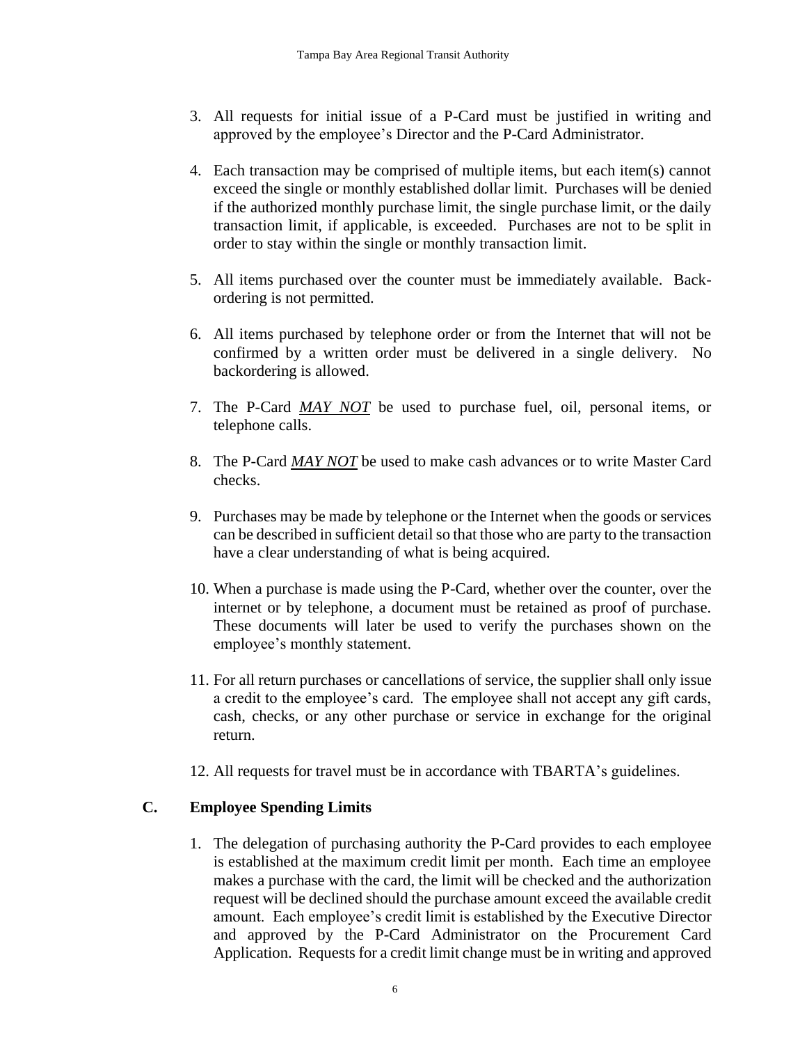3. All requests for initial issue of a P-Card must be justified in writing and approved by the employee's Director and the P-Card Administrator.

4. Each transaction may be comprised of multiple items, but each item(s) cannot exceed the single or monthly established dollar limit. Purchases will be denied if the authorized monthly purchase limit, the single purchase limit, or the daily transaction limit, if applicable, is exceeded. Purchases are not to be split in order to stay within the single or monthly transaction limit.

5. All items purchased over the counter must be immediately available. Back-ordering is not permitted.

6. All items purchased by telephone order or from the Internet that will not be confirmed by a written order must be delivered in a single delivery. No backordering is allowed.

7. The P-Card ***MAY NOT*** be used to purchase fuel, oil, personal items, or telephone calls.

8. The P-Card ***MAY NOT*** be used to make cash advances or to write Master Card checks.

9. Purchases may be made by telephone or the Internet when the goods or services can be described in sufficient detail so that those who are party to the transaction have a clear understanding of what is being acquired.

10. When a purchase is made using the P-Card, whether over the counter, over the internet or by telephone, a document must be retained as proof of purchase. These documents will later be used to verify the purchases shown on the employee's monthly statement.

11. For all return purchases or cancellations of service, the supplier shall only issue a credit to the employee's card. The employee shall not accept any gift cards, cash, checks, or any other purchase or service in exchange for the original return.

12. All requests for travel must be in accordance with TBARTA's guidelines.

## C. Employee Spending Limits

1. The delegation of purchasing authority the P-Card provides to each employee is established at the maximum credit limit per month. Each time an employee makes a purchase with the card, the limit will be checked and the authorization request will be declined should the purchase amount exceed the available credit amount. Each employee's credit limit is established by the Executive Director and approved by the P-Card Administrator on the Procurement Card Application. Requests for a credit limit change must be in writing and approved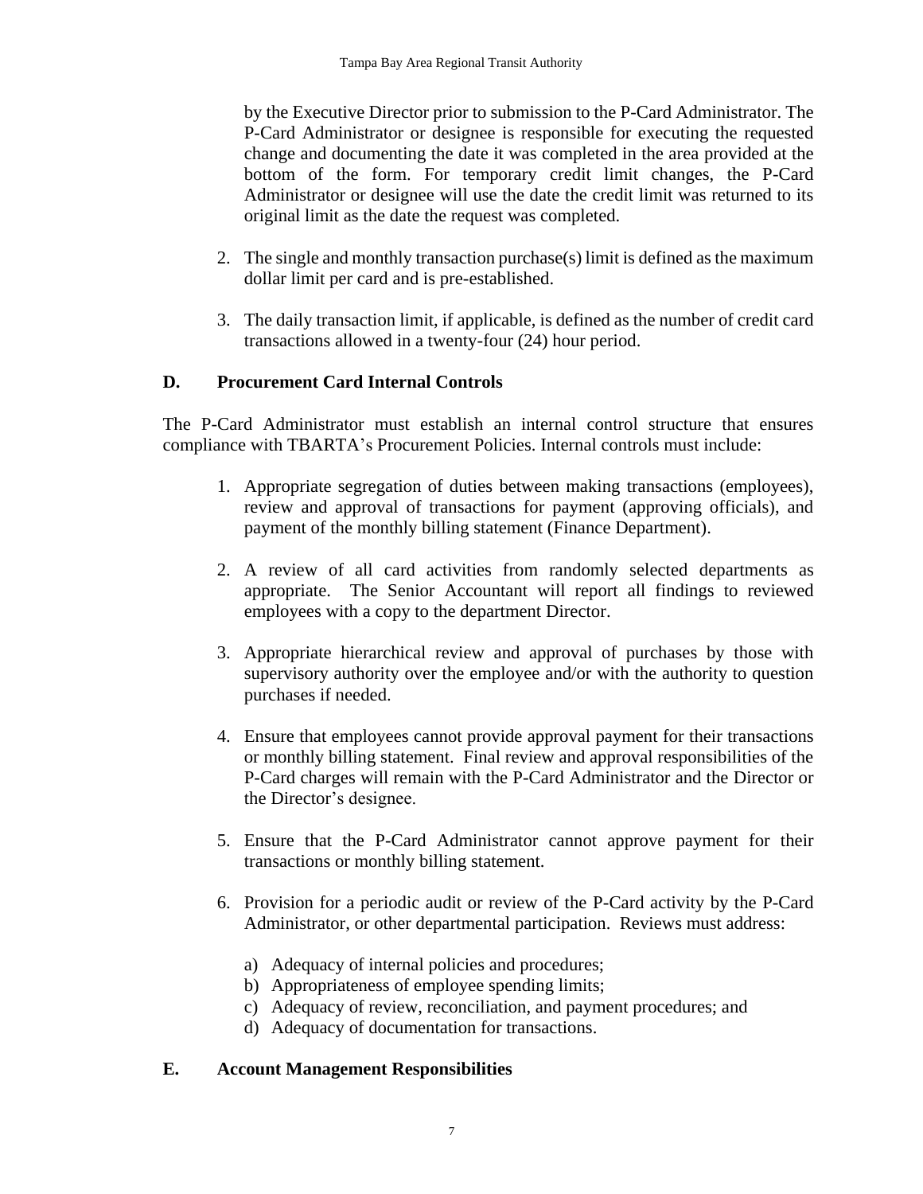by the Executive Director prior to submission to the P-Card Administrator. The P-Card Administrator or designee is responsible for executing the requested change and documenting the date it was completed in the area provided at the bottom of the form. For temporary credit limit changes, the P-Card Administrator or designee will use the date the credit limit was returned to its original limit as the date the request was completed.

2. The single and monthly transaction purchase(s) limit is defined as the maximum dollar limit per card and is pre-established.

3. The daily transaction limit, if applicable, is defined as the number of credit card transactions allowed in a twenty-four (24) hour period.

## D. Procurement Card Internal Controls

The P-Card Administrator must establish an internal control structure that ensures compliance with TBARTA's Procurement Policies. Internal controls must include:

1. Appropriate segregation of duties between making transactions (employees), review and approval of transactions for payment (approving officials), and payment of the monthly billing statement (Finance Department).

2. A review of all card activities from randomly selected departments as appropriate. The Senior Accountant will report all findings to reviewed employees with a copy to the department Director.

3. Appropriate hierarchical review and approval of purchases by those with supervisory authority over the employee and/or with the authority to question purchases if needed.

4. Ensure that employees cannot provide approval payment for their transactions or monthly billing statement. Final review and approval responsibilities of the P-Card charges will remain with the P-Card Administrator and the Director or the Director's designee.

5. Ensure that the P-Card Administrator cannot approve payment for their transactions or monthly billing statement.

6. Provision for a periodic audit or review of the P-Card activity by the P-Card Administrator, or other departmental participation. Reviews must address:

   a) Adequacy of internal policies and procedures;
   b) Appropriateness of employee spending limits;
   c) Adequacy of review, reconciliation, and payment procedures; and
   d) Adequacy of documentation for transactions.

## E. Account Management Responsibilities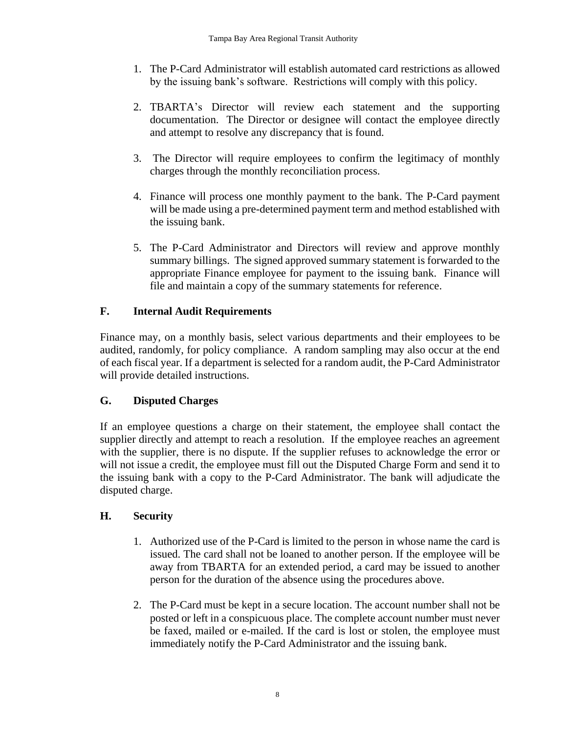1. The P-Card Administrator will establish automated card restrictions as allowed by the issuing bank's software. Restrictions will comply with this policy.

2. TBARTA's Director will review each statement and the supporting documentation. The Director or designee will contact the employee directly and attempt to resolve any discrepancy that is found.

3. The Director will require employees to confirm the legitimacy of monthly charges through the monthly reconciliation process.

4. Finance will process one monthly payment to the bank. The P-Card payment will be made using a pre-determined payment term and method established with the issuing bank.

5. The P-Card Administrator and Directors will review and approve monthly summary billings. The signed approved summary statement is forwarded to the appropriate Finance employee for payment to the issuing bank. Finance will file and maintain a copy of the summary statements for reference.

## F. Internal Audit Requirements

Finance may, on a monthly basis, select various departments and their employees to be audited, randomly, for policy compliance. A random sampling may also occur at the end of each fiscal year. If a department is selected for a random audit, the P-Card Administrator will provide detailed instructions.

## G. Disputed Charges

If an employee questions a charge on their statement, the employee shall contact the supplier directly and attempt to reach a resolution. If the employee reaches an agreement with the supplier, there is no dispute. If the supplier refuses to acknowledge the error or will not issue a credit, the employee must fill out the Disputed Charge Form and send it to the issuing bank with a copy to the P-Card Administrator. The bank will adjudicate the disputed charge.

## H. Security

1. Authorized use of the P-Card is limited to the person in whose name the card is issued. The card shall not be loaned to another person. If the employee will be away from TBARTA for an extended period, a card may be issued to another person for the duration of the absence using the procedures above.

2. The P-Card must be kept in a secure location. The account number shall not be posted or left in a conspicuous place. The complete account number must never be faxed, mailed or e-mailed. If the card is lost or stolen, the employee must immediately notify the P-Card Administrator and the issuing bank.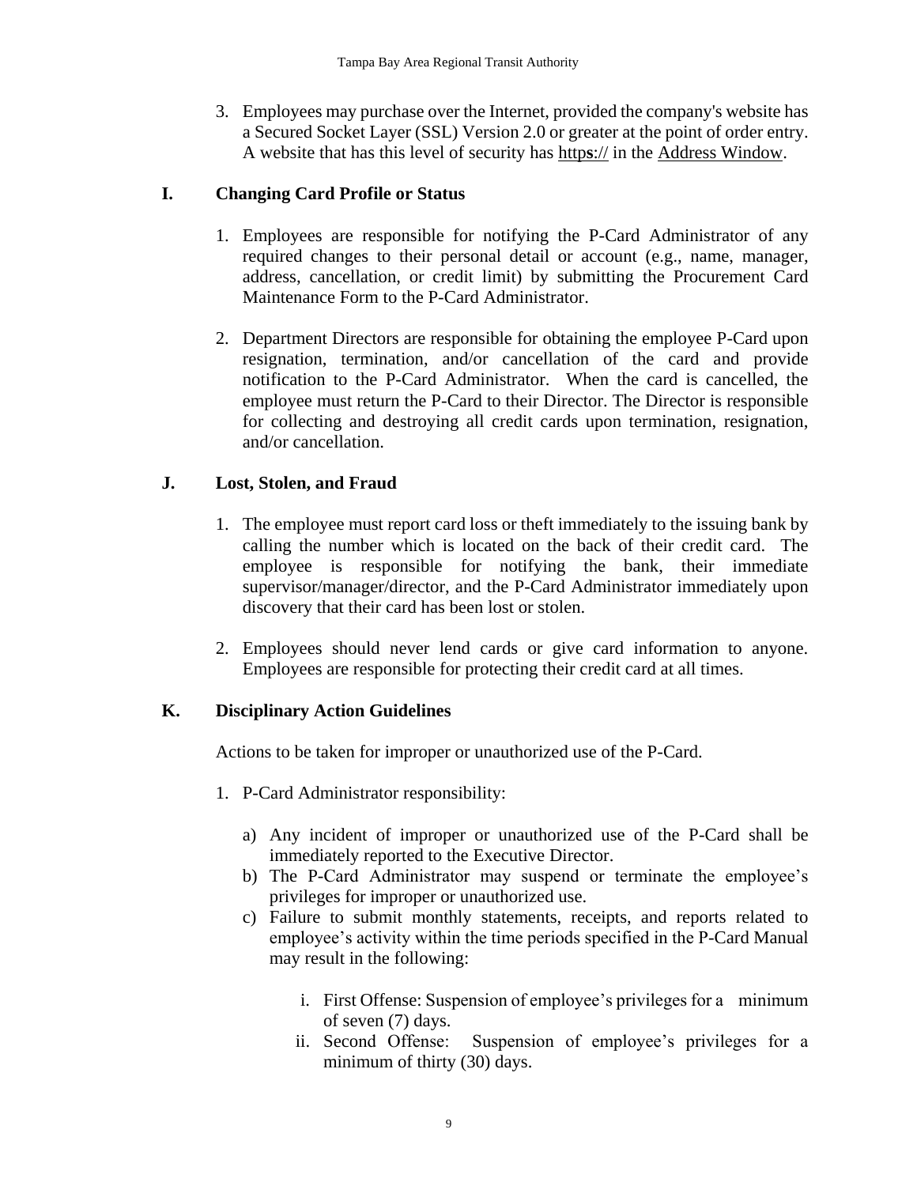3. Employees may purchase over the Internet, provided the company's website has a Secured Socket Layer (SSL) Version 2.0 or greater at the point of order entry. A website that has this level of security has https:// in the Address Window.

## I. Changing Card Profile or Status

1. Employees are responsible for notifying the P-Card Administrator of any required changes to their personal detail or account (e.g., name, manager, address, cancellation, or credit limit) by submitting the Procurement Card Maintenance Form to the P-Card Administrator.

2. Department Directors are responsible for obtaining the employee P-Card upon resignation, termination, and/or cancellation of the card and provide notification to the P-Card Administrator. When the card is cancelled, the employee must return the P-Card to their Director. The Director is responsible for collecting and destroying all credit cards upon termination, resignation, and/or cancellation.

## J. Lost, Stolen, and Fraud

1. The employee must report card loss or theft immediately to the issuing bank by calling the number which is located on the back of their credit card. The employee is responsible for notifying the bank, their immediate supervisor/manager/director, and the P-Card Administrator immediately upon discovery that their card has been lost or stolen.

2. Employees should never lend cards or give card information to anyone. Employees are responsible for protecting their credit card at all times.

## K. Disciplinary Action Guidelines

Actions to be taken for improper or unauthorized use of the P-Card.

1. P-Card Administrator responsibility:

   a) Any incident of improper or unauthorized use of the P-Card shall be immediately reported to the Executive Director.
   b) The P-Card Administrator may suspend or terminate the employee's privileges for improper or unauthorized use.
   c) Failure to submit monthly statements, receipts, and reports related to employee's activity within the time periods specified in the P-Card Manual may result in the following:

      i. First Offense: Suspension of employee's privileges for a minimum of seven (7) days.
      ii. Second Offense: Suspension of employee's privileges for a minimum of thirty (30) days.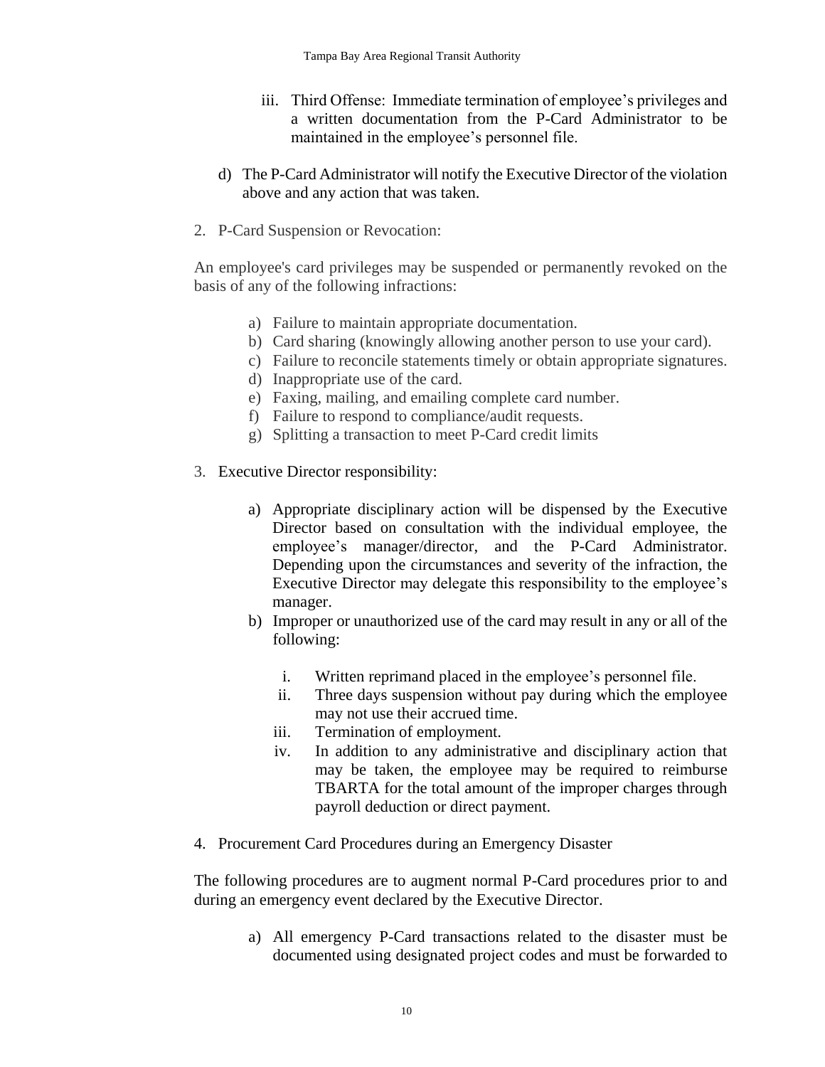iii. Third Offense: Immediate termination of employee's privileges and a written documentation from the P-Card Administrator to be maintained in the employee's personnel file.

d) The P-Card Administrator will notify the Executive Director of the violation above and any action that was taken.

2. P-Card Suspension or Revocation:

An employee's card privileges may be suspended or permanently revoked on the basis of any of the following infractions:

a) Failure to maintain appropriate documentation.
b) Card sharing (knowingly allowing another person to use your card).
c) Failure to reconcile statements timely or obtain appropriate signatures.
d) Inappropriate use of the card.
e) Faxing, mailing, and emailing complete card number.
f) Failure to respond to compliance/audit requests.
g) Splitting a transaction to meet P-Card credit limits

3. Executive Director responsibility:

a) Appropriate disciplinary action will be dispensed by the Executive Director based on consultation with the individual employee, the employee's manager/director, and the P-Card Administrator. Depending upon the circumstances and severity of the infraction, the Executive Director may delegate this responsibility to the employee's manager.
b) Improper or unauthorized use of the card may result in any or all of the following:

    i. Written reprimand placed in the employee's personnel file.
    ii. Three days suspension without pay during which the employee may not use their accrued time.
    iii. Termination of employment.
    iv. In addition to any administrative and disciplinary action that may be taken, the employee may be required to reimburse TBARTA for the total amount of the improper charges through payroll deduction or direct payment.

4. Procurement Card Procedures during an Emergency Disaster

The following procedures are to augment normal P-Card procedures prior to and during an emergency event declared by the Executive Director.

a) All emergency P-Card transactions related to the disaster must be documented using designated project codes and must be forwarded to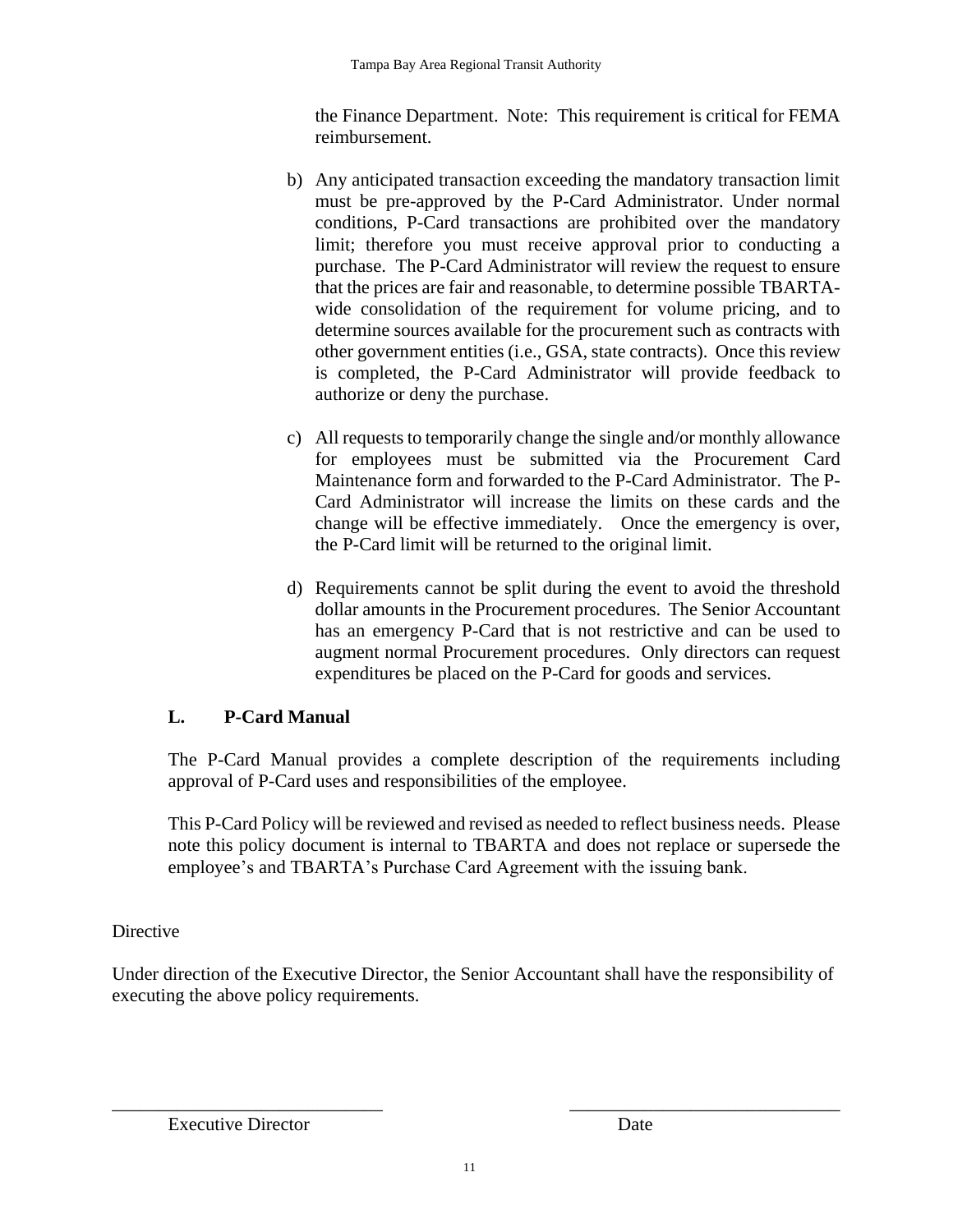the Finance Department. Note: This requirement is critical for FEMA reimbursement.

b) Any anticipated transaction exceeding the mandatory transaction limit must be pre-approved by the P-Card Administrator. Under normal conditions, P-Card transactions are prohibited over the mandatory limit; therefore you must receive approval prior to conducting a purchase. The P-Card Administrator will review the request to ensure that the prices are fair and reasonable, to determine possible TBARTA-wide consolidation of the requirement for volume pricing, and to determine sources available for the procurement such as contracts with other government entities (i.e., GSA, state contracts). Once this review is completed, the P-Card Administrator will provide feedback to authorize or deny the purchase.

c) All requests to temporarily change the single and/or monthly allowance for employees must be submitted via the Procurement Card Maintenance form and forwarded to the P-Card Administrator. The P-Card Administrator will increase the limits on these cards and the change will be effective immediately. Once the emergency is over, the P-Card limit will be returned to the original limit.

d) Requirements cannot be split during the event to avoid the threshold dollar amounts in the Procurement procedures. The Senior Accountant has an emergency P-Card that is not restrictive and can be used to augment normal Procurement procedures. Only directors can request expenditures be placed on the P-Card for goods and services.

**L. P-Card Manual**

The P-Card Manual provides a complete description of the requirements including approval of P-Card uses and responsibilities of the employee.

This P-Card Policy will be reviewed and revised as needed to reflect business needs. Please note this policy document is internal to TBARTA and does not replace or supersede the employee's and TBARTA's Purchase Card Agreement with the issuing bank.

Directive

Under direction of the Executive Director, the Senior Accountant shall have the responsibility of executing the above policy requirements.

\_\_\_\_\_\_\_\_\_\_\_\_\_\_\_\_\_\_\_\_\_\_\_\_\_\_\_\_\_\_ \_\_\_\_\_\_\_\_\_\_\_\_\_\_\_\_\_\_\_\_\_\_\_\_\_\_\_\_\_\_

Executive Director Date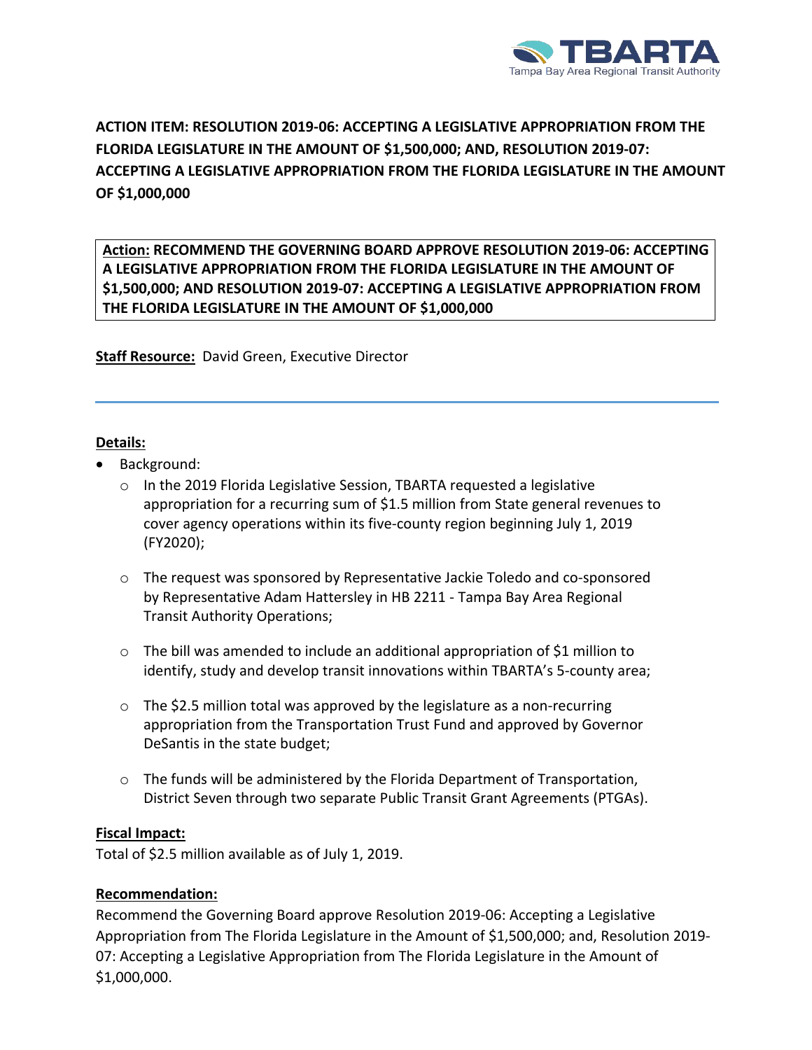**ACTION ITEM: RESOLUTION 2019-06: ACCEPTING A LEGISLATIVE APPROPRIATION FROM THE FLORIDA LEGISLATURE IN THE AMOUNT OF $1,500,000; AND, RESOLUTION 2019-07: ACCEPTING A LEGISLATIVE APPROPRIATION FROM THE FLORIDA LEGISLATURE IN THE AMOUNT OF $1,000,000**

**Action: RECOMMEND THE GOVERNING BOARD APPROVE RESOLUTION 2019-06: ACCEPTING A LEGISLATIVE APPROPRIATION FROM THE FLORIDA LEGISLATURE IN THE AMOUNT OF $1,500,000; AND RESOLUTION 2019-07: ACCEPTING A LEGISLATIVE APPROPRIATION FROM THE FLORIDA LEGISLATURE IN THE AMOUNT OF $1,000,000**

**Staff Resource:** David Green, Executive Director

**Details:**

- Background:
  - In the 2019 Florida Legislative Session, TBARTA requested a legislative appropriation for a recurring sum of $1.5 million from State general revenues to cover agency operations within its five-county region beginning July 1, 2019 (FY2020);
  - The request was sponsored by Representative Jackie Toledo and co-sponsored by Representative Adam Hattersley in HB 2211 - Tampa Bay Area Regional Transit Authority Operations;
  - The bill was amended to include an additional appropriation of $1 million to identify, study and develop transit innovations within TBARTA's 5-county area;
  - The $2.5 million total was approved by the legislature as a non-recurring appropriation from the Transportation Trust Fund and approved by Governor DeSantis in the state budget;
  - The funds will be administered by the Florida Department of Transportation, District Seven through two separate Public Transit Grant Agreements (PTGAs).

**Fiscal Impact:**

Total of $2.5 million available as of July 1, 2019.

**Recommendation:**

Recommend the Governing Board approve Resolution 2019-06: Accepting a Legislative Appropriation from The Florida Legislature in the Amount of $1,500,000; and, Resolution 2019-07: Accepting a Legislative Appropriation from The Florida Legislature in the Amount of $1,000,000.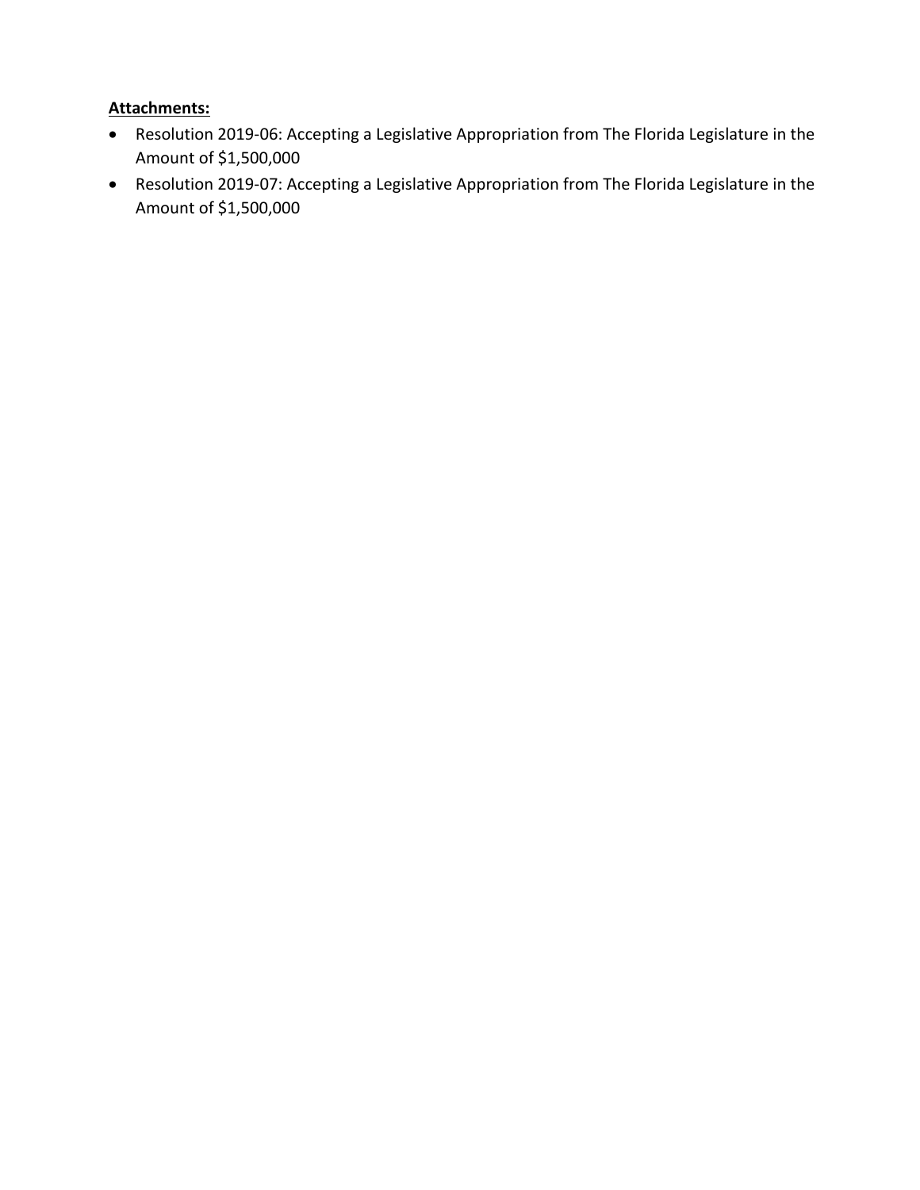**Attachments:**

- Resolution 2019-06: Accepting a Legislative Appropriation from The Florida Legislature in the Amount of $1,500,000
- Resolution 2019-07: Accepting a Legislative Appropriation from The Florida Legislature in the Amount of $1,500,000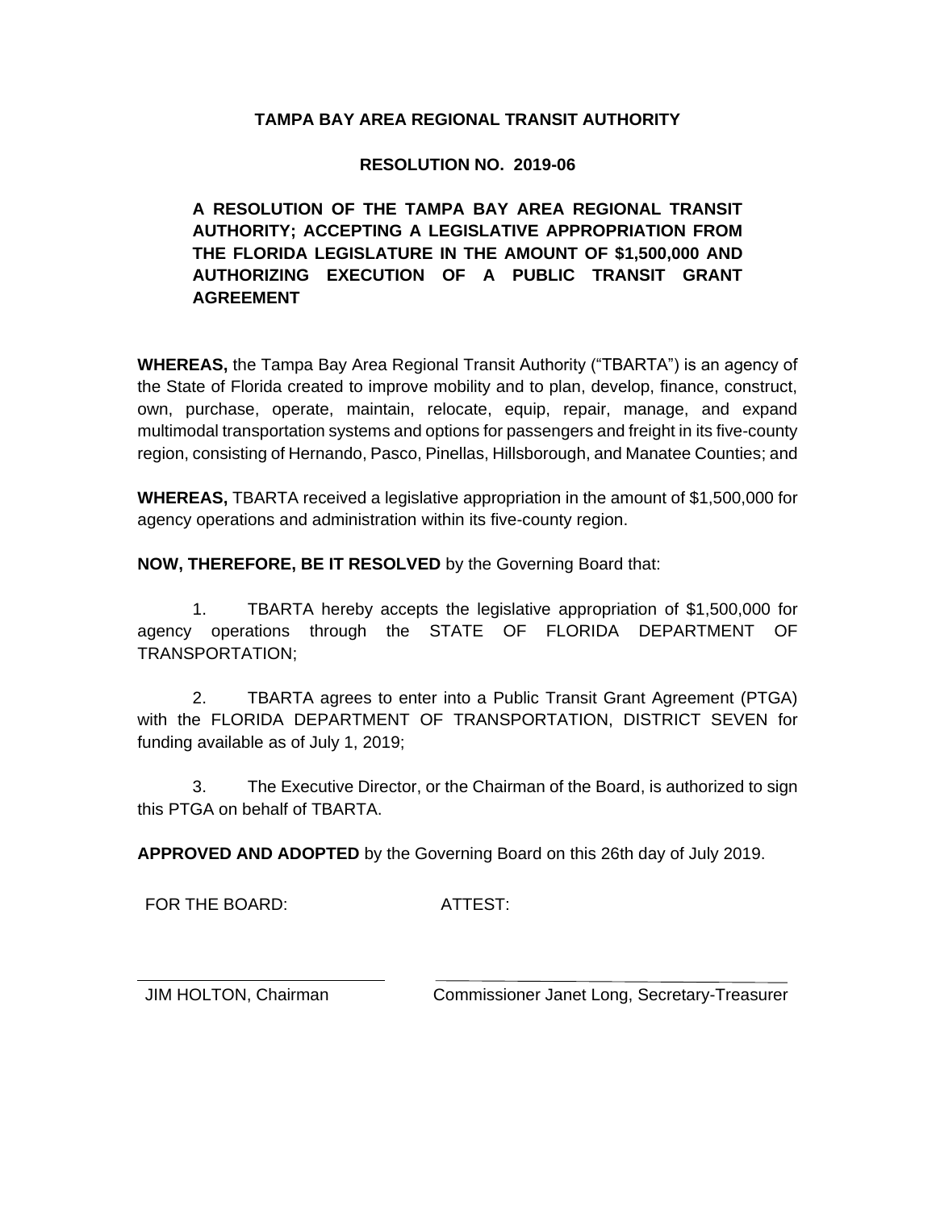**TAMPA BAY AREA REGIONAL TRANSIT AUTHORITY**

**RESOLUTION NO. 2019-06**

**A RESOLUTION OF THE TAMPA BAY AREA REGIONAL TRANSIT AUTHORITY; ACCEPTING A LEGISLATIVE APPROPRIATION FROM THE FLORIDA LEGISLATURE IN THE AMOUNT OF $1,500,000 AND AUTHORIZING EXECUTION OF A PUBLIC TRANSIT GRANT AGREEMENT**

**WHEREAS,** the Tampa Bay Area Regional Transit Authority ("TBARTA") is an agency of the State of Florida created to improve mobility and to plan, develop, finance, construct, own, purchase, operate, maintain, relocate, equip, repair, manage, and expand multimodal transportation systems and options for passengers and freight in its five-county region, consisting of Hernando, Pasco, Pinellas, Hillsborough, and Manatee Counties; and

**WHEREAS,** TBARTA received a legislative appropriation in the amount of $1,500,000 for agency operations and administration within its five-county region.

**NOW, THEREFORE, BE IT RESOLVED** by the Governing Board that:

1. TBARTA hereby accepts the legislative appropriation of $1,500,000 for agency operations through the STATE OF FLORIDA DEPARTMENT OF TRANSPORTATION;

2. TBARTA agrees to enter into a Public Transit Grant Agreement (PTGA) with the FLORIDA DEPARTMENT OF TRANSPORTATION, DISTRICT SEVEN for funding available as of July 1, 2019;

3. The Executive Director, or the Chairman of the Board, is authorized to sign this PTGA on behalf of TBARTA.

**APPROVED AND ADOPTED** by the Governing Board on this 26th day of July 2019.

FOR THE BOARD: ATTEST:

JIM HOLTON, Chairman

Commissioner Janet Long, Secretary-Treasurer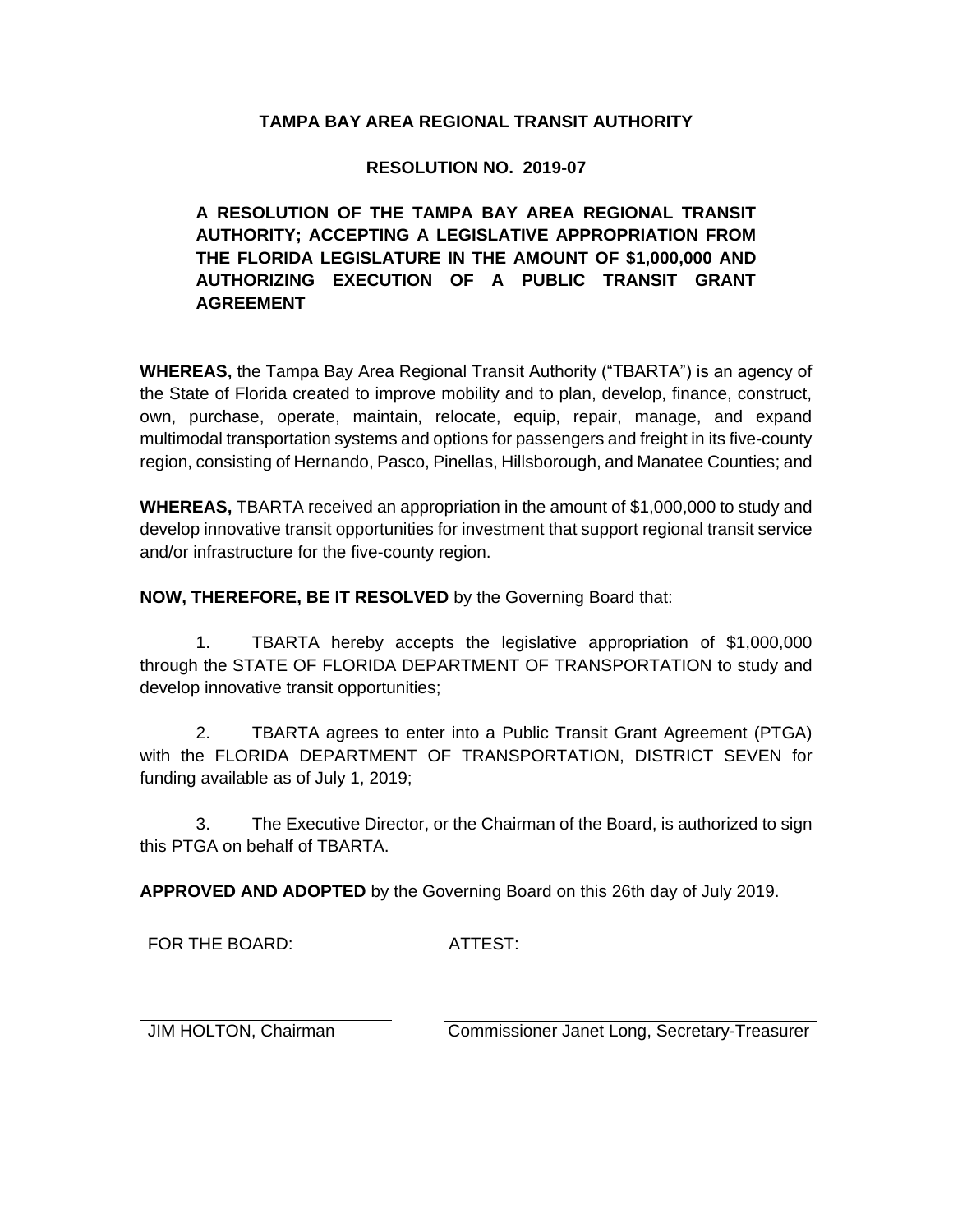**TAMPA BAY AREA REGIONAL TRANSIT AUTHORITY**

**RESOLUTION NO. 2019-07**

**A RESOLUTION OF THE TAMPA BAY AREA REGIONAL TRANSIT AUTHORITY; ACCEPTING A LEGISLATIVE APPROPRIATION FROM THE FLORIDA LEGISLATURE IN THE AMOUNT OF $1,000,000 AND AUTHORIZING EXECUTION OF A PUBLIC TRANSIT GRANT AGREEMENT**

**WHEREAS,** the Tampa Bay Area Regional Transit Authority ("TBARTA") is an agency of the State of Florida created to improve mobility and to plan, develop, finance, construct, own, purchase, operate, maintain, relocate, equip, repair, manage, and expand multimodal transportation systems and options for passengers and freight in its five-county region, consisting of Hernando, Pasco, Pinellas, Hillsborough, and Manatee Counties; and

**WHEREAS,** TBARTA received an appropriation in the amount of $1,000,000 to study and develop innovative transit opportunities for investment that support regional transit service and/or infrastructure for the five-county region.

**NOW, THEREFORE, BE IT RESOLVED** by the Governing Board that:

1. TBARTA hereby accepts the legislative appropriation of $1,000,000 through the STATE OF FLORIDA DEPARTMENT OF TRANSPORTATION to study and develop innovative transit opportunities;

2. TBARTA agrees to enter into a Public Transit Grant Agreement (PTGA) with the FLORIDA DEPARTMENT OF TRANSPORTATION, DISTRICT SEVEN for funding available as of July 1, 2019;

3. The Executive Director, or the Chairman of the Board, is authorized to sign this PTGA on behalf of TBARTA.

**APPROVED AND ADOPTED** by the Governing Board on this 26th day of July 2019.

FOR THE BOARD: ATTEST:

JIM HOLTON, Chairman

Commissioner Janet Long, Secretary-Treasurer